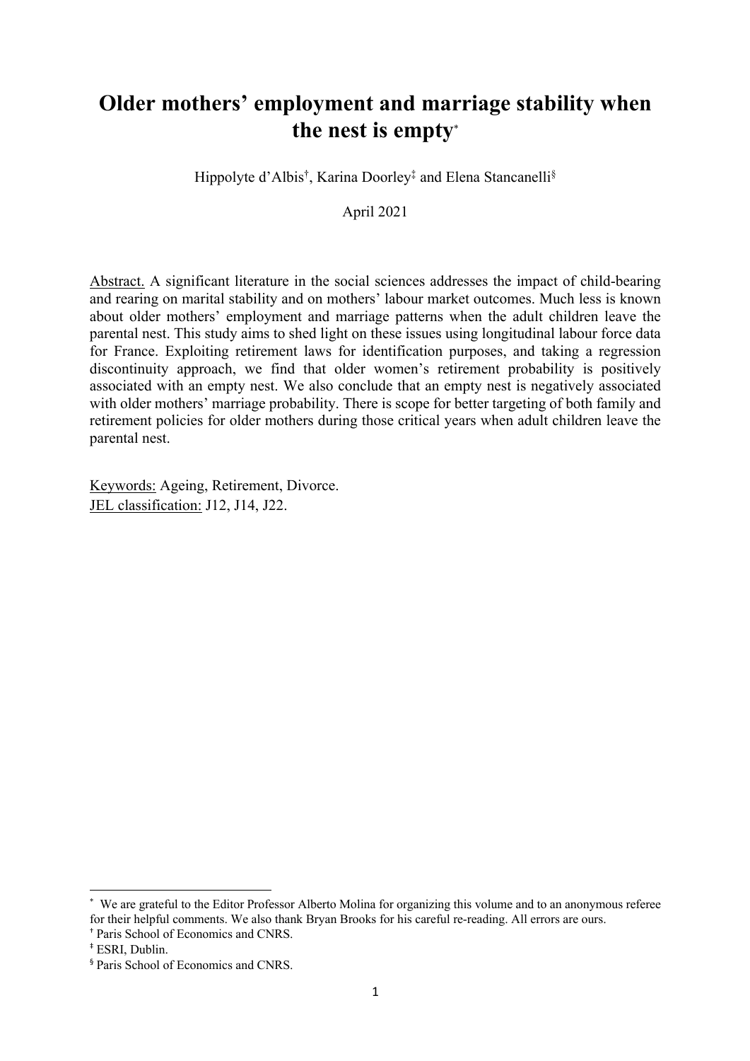# Older mothers' employment and marriage stability when the nest is empty[*]

Hippolyte d'Albis[†], Karina Doorley[‡] and Elena Stancanelli[§]

April 2021

Abstract. A significant literature in the social sciences addresses the impact of child-bearing and rearing on marital stability and on mothers' labour market outcomes. Much less is known about older mothers' employment and marriage patterns when the adult children leave the parental nest. This study aims to shed light on these issues using longitudinal labour force data for France. Exploiting retirement laws for identification purposes, and taking a regression discontinuity approach, we find that older women's retirement probability is positively associated with an empty nest. We also conclude that an empty nest is negatively associated with older mothers' marriage probability. There is scope for better targeting of both family and retirement policies for older mothers during those critical years when adult children leave the parental nest.

Keywords: Ageing, Retirement, Divorce.
JEL classification: J12, J14, J22.

---

[*] We are grateful to the Editor Professor Alberto Molina for organizing this volume and to an anonymous referee for their helpful comments. We also thank Bryan Brooks for his careful re-reading. All errors are ours.

[†] Paris School of Economics and CNRS.

[‡] ESRI, Dublin.

[§] Paris School of Economics and CNRS.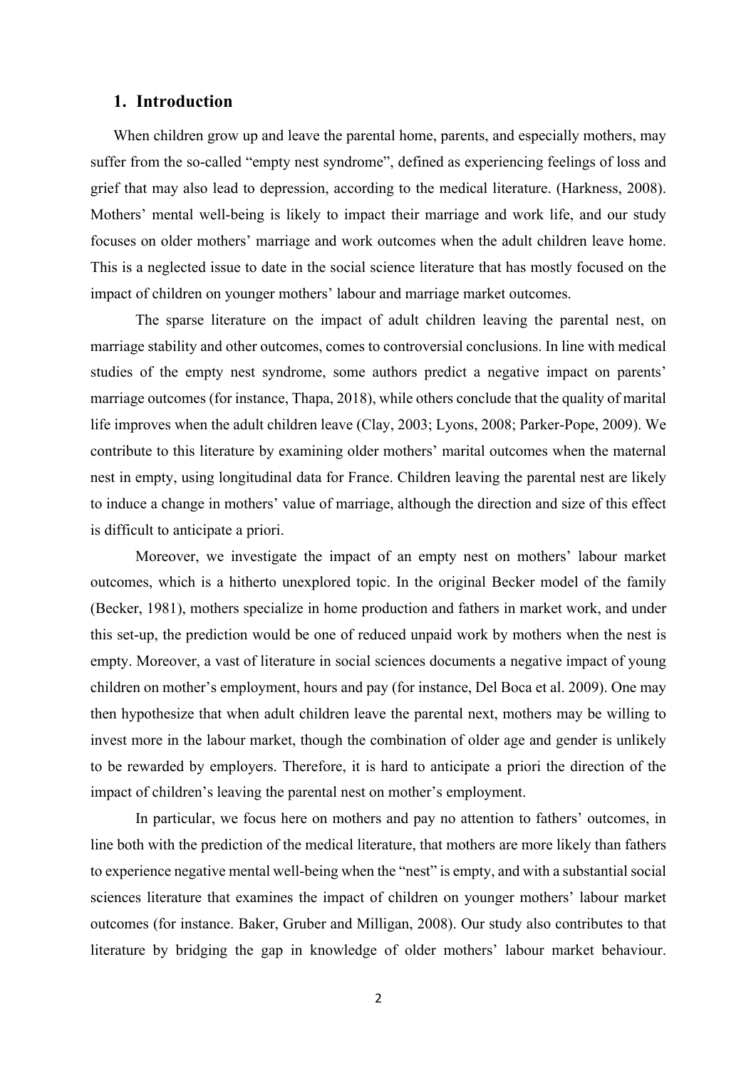## 1. Introduction

When children grow up and leave the parental home, parents, and especially mothers, may suffer from the so-called "empty nest syndrome", defined as experiencing feelings of loss and grief that may also lead to depression, according to the medical literature. (Harkness, 2008). Mothers' mental well-being is likely to impact their marriage and work life, and our study focuses on older mothers' marriage and work outcomes when the adult children leave home. This is a neglected issue to date in the social science literature that has mostly focused on the impact of children on younger mothers' labour and marriage market outcomes.

The sparse literature on the impact of adult children leaving the parental nest, on marriage stability and other outcomes, comes to controversial conclusions. In line with medical studies of the empty nest syndrome, some authors predict a negative impact on parents' marriage outcomes (for instance, Thapa, 2018), while others conclude that the quality of marital life improves when the adult children leave (Clay, 2003; Lyons, 2008; Parker-Pope, 2009). We contribute to this literature by examining older mothers' marital outcomes when the maternal nest in empty, using longitudinal data for France. Children leaving the parental nest are likely to induce a change in mothers' value of marriage, although the direction and size of this effect is difficult to anticipate a priori.

Moreover, we investigate the impact of an empty nest on mothers' labour market outcomes, which is a hitherto unexplored topic. In the original Becker model of the family (Becker, 1981), mothers specialize in home production and fathers in market work, and under this set-up, the prediction would be one of reduced unpaid work by mothers when the nest is empty. Moreover, a vast of literature in social sciences documents a negative impact of young children on mother's employment, hours and pay (for instance, Del Boca et al. 2009). One may then hypothesize that when adult children leave the parental next, mothers may be willing to invest more in the labour market, though the combination of older age and gender is unlikely to be rewarded by employers. Therefore, it is hard to anticipate a priori the direction of the impact of children's leaving the parental nest on mother's employment.

In particular, we focus here on mothers and pay no attention to fathers' outcomes, in line both with the prediction of the medical literature, that mothers are more likely than fathers to experience negative mental well-being when the "nest" is empty, and with a substantial social sciences literature that examines the impact of children on younger mothers' labour market outcomes (for instance. Baker, Gruber and Milligan, 2008). Our study also contributes to that literature by bridging the gap in knowledge of older mothers' labour market behaviour.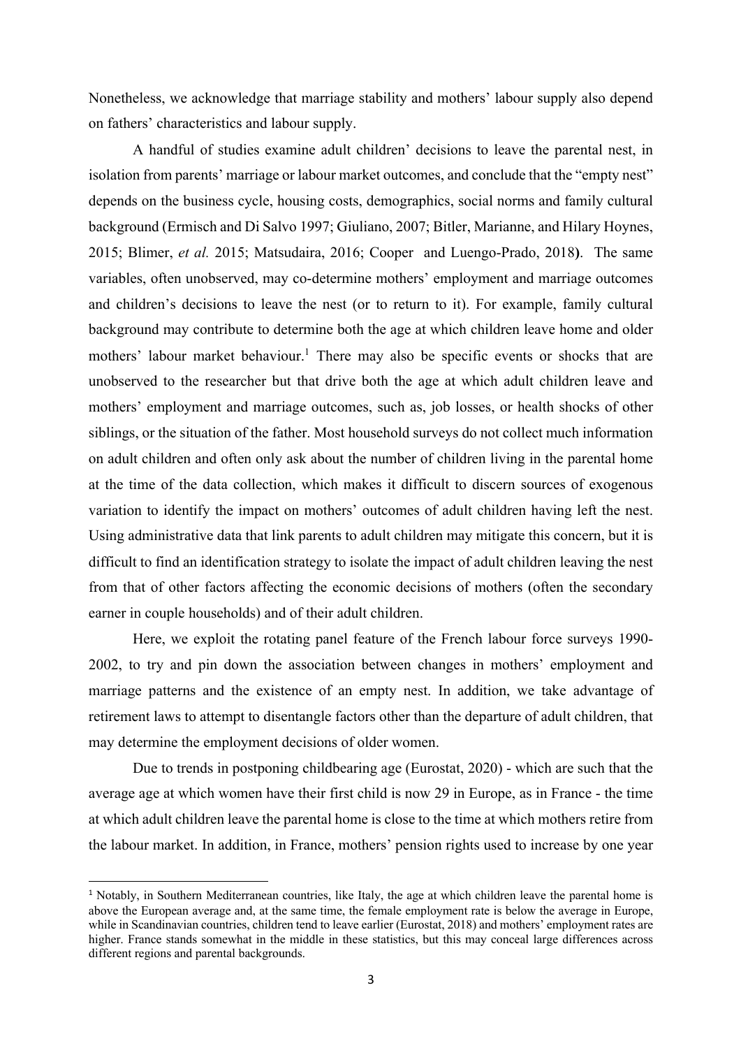Nonetheless, we acknowledge that marriage stability and mothers' labour supply also depend on fathers' characteristics and labour supply.

A handful of studies examine adult children' decisions to leave the parental nest, in isolation from parents' marriage or labour market outcomes, and conclude that the "empty nest" depends on the business cycle, housing costs, demographics, social norms and family cultural background (Ermisch and Di Salvo 1997; Giuliano, 2007; Bitler, Marianne, and Hilary Hoynes, 2015; Blimer, *et al.* 2015; Matsudaira, 2016; Cooper and Luengo-Prado, 2018**)**. The same variables, often unobserved, may co-determine mothers' employment and marriage outcomes and children's decisions to leave the nest (or to return to it). For example, family cultural background may contribute to determine both the age at which children leave home and older mothers' labour market behaviour.[1] There may also be specific events or shocks that are unobserved to the researcher but that drive both the age at which adult children leave and mothers' employment and marriage outcomes, such as, job losses, or health shocks of other siblings, or the situation of the father. Most household surveys do not collect much information on adult children and often only ask about the number of children living in the parental home at the time of the data collection, which makes it difficult to discern sources of exogenous variation to identify the impact on mothers' outcomes of adult children having left the nest. Using administrative data that link parents to adult children may mitigate this concern, but it is difficult to find an identification strategy to isolate the impact of adult children leaving the nest from that of other factors affecting the economic decisions of mothers (often the secondary earner in couple households) and of their adult children.

Here, we exploit the rotating panel feature of the French labour force surveys 1990-2002, to try and pin down the association between changes in mothers' employment and marriage patterns and the existence of an empty nest. In addition, we take advantage of retirement laws to attempt to disentangle factors other than the departure of adult children, that may determine the employment decisions of older women.

Due to trends in postponing childbearing age (Eurostat, 2020) - which are such that the average age at which women have their first child is now 29 in Europe, as in France - the time at which adult children leave the parental home is close to the time at which mothers retire from the labour market. In addition, in France, mothers' pension rights used to increase by one year

[1] Notably, in Southern Mediterranean countries, like Italy, the age at which children leave the parental home is above the European average and, at the same time, the female employment rate is below the average in Europe, while in Scandinavian countries, children tend to leave earlier (Eurostat, 2018) and mothers' employment rates are higher. France stands somewhat in the middle in these statistics, but this may conceal large differences across different regions and parental backgrounds.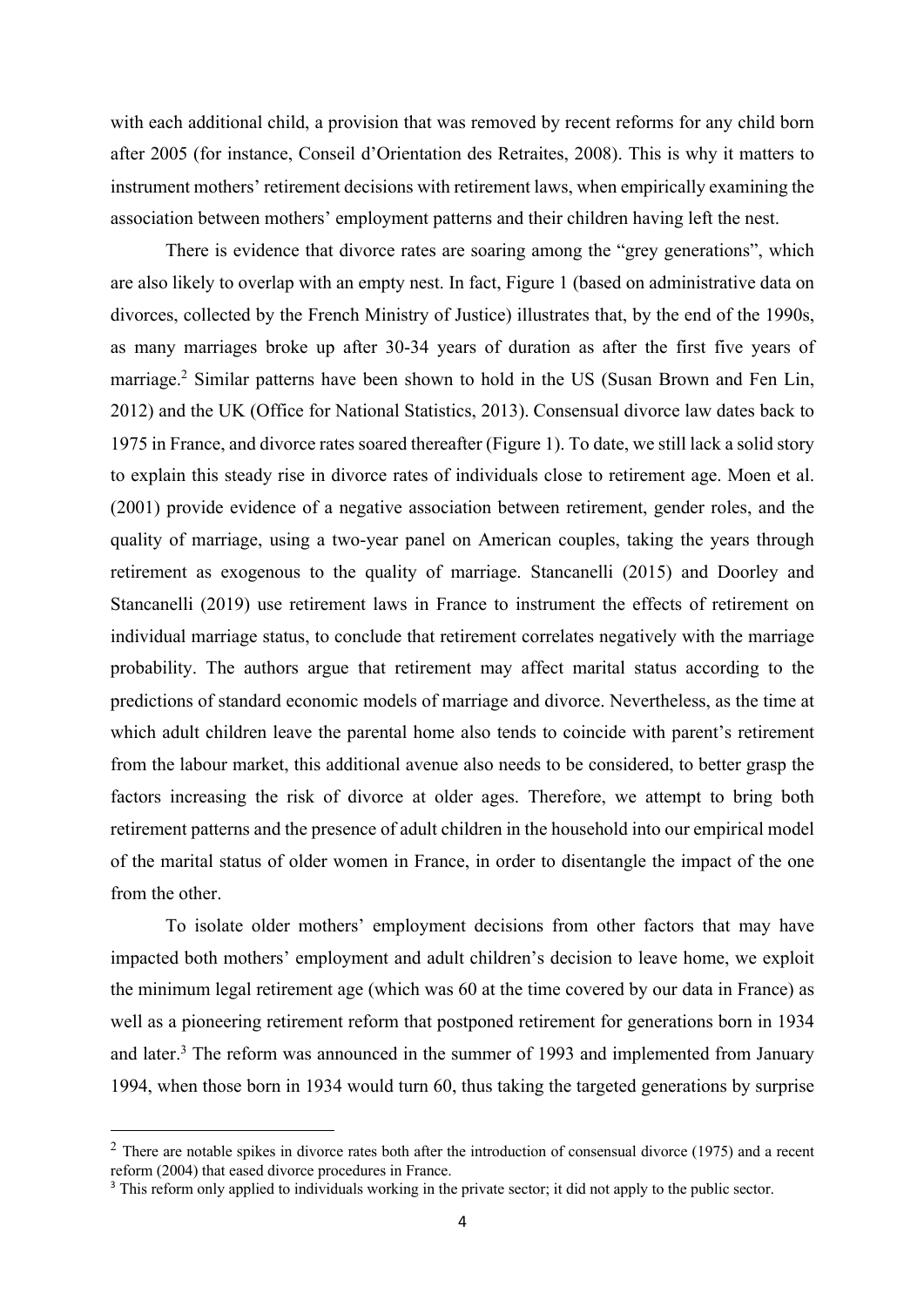with each additional child, a provision that was removed by recent reforms for any child born after 2005 (for instance, Conseil d'Orientation des Retraites, 2008). This is why it matters to instrument mothers' retirement decisions with retirement laws, when empirically examining the association between mothers' employment patterns and their children having left the nest.

There is evidence that divorce rates are soaring among the "grey generations", which are also likely to overlap with an empty nest. In fact, Figure 1 (based on administrative data on divorces, collected by the French Ministry of Justice) illustrates that, by the end of the 1990s, as many marriages broke up after 30-34 years of duration as after the first five years of marriage.[2] Similar patterns have been shown to hold in the US (Susan Brown and Fen Lin, 2012) and the UK (Office for National Statistics, 2013). Consensual divorce law dates back to 1975 in France, and divorce rates soared thereafter (Figure 1). To date, we still lack a solid story to explain this steady rise in divorce rates of individuals close to retirement age. Moen et al. (2001) provide evidence of a negative association between retirement, gender roles, and the quality of marriage, using a two-year panel on American couples, taking the years through retirement as exogenous to the quality of marriage. Stancanelli (2015) and Doorley and Stancanelli (2019) use retirement laws in France to instrument the effects of retirement on individual marriage status, to conclude that retirement correlates negatively with the marriage probability. The authors argue that retirement may affect marital status according to the predictions of standard economic models of marriage and divorce. Nevertheless, as the time at which adult children leave the parental home also tends to coincide with parent's retirement from the labour market, this additional avenue also needs to be considered, to better grasp the factors increasing the risk of divorce at older ages. Therefore, we attempt to bring both retirement patterns and the presence of adult children in the household into our empirical model of the marital status of older women in France, in order to disentangle the impact of the one from the other.

To isolate older mothers' employment decisions from other factors that may have impacted both mothers' employment and adult children's decision to leave home, we exploit the minimum legal retirement age (which was 60 at the time covered by our data in France) as well as a pioneering retirement reform that postponed retirement for generations born in 1934 and later.[3] The reform was announced in the summer of 1993 and implemented from January 1994, when those born in 1934 would turn 60, thus taking the targeted generations by surprise

[2] There are notable spikes in divorce rates both after the introduction of consensual divorce (1975) and a recent reform (2004) that eased divorce procedures in France.

[3] This reform only applied to individuals working in the private sector; it did not apply to the public sector.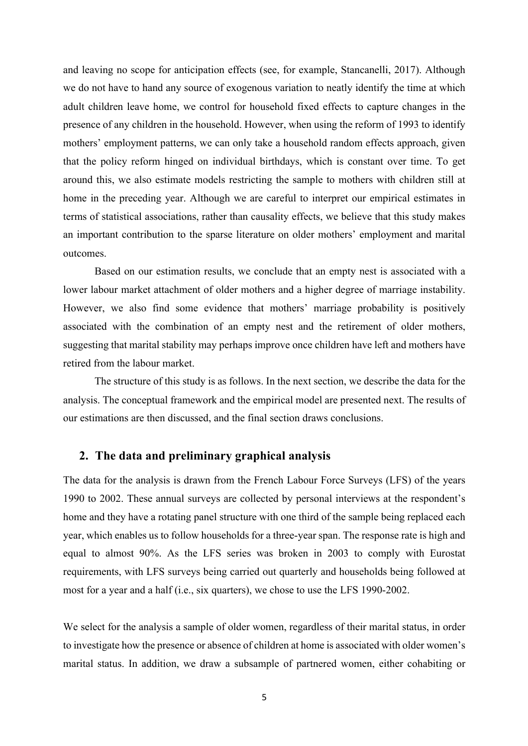and leaving no scope for anticipation effects (see, for example, Stancanelli, 2017). Although we do not have to hand any source of exogenous variation to neatly identify the time at which adult children leave home, we control for household fixed effects to capture changes in the presence of any children in the household. However, when using the reform of 1993 to identify mothers' employment patterns, we can only take a household random effects approach, given that the policy reform hinged on individual birthdays, which is constant over time. To get around this, we also estimate models restricting the sample to mothers with children still at home in the preceding year. Although we are careful to interpret our empirical estimates in terms of statistical associations, rather than causality effects, we believe that this study makes an important contribution to the sparse literature on older mothers' employment and marital outcomes.

Based on our estimation results, we conclude that an empty nest is associated with a lower labour market attachment of older mothers and a higher degree of marriage instability. However, we also find some evidence that mothers' marriage probability is positively associated with the combination of an empty nest and the retirement of older mothers, suggesting that marital stability may perhaps improve once children have left and mothers have retired from the labour market.

The structure of this study is as follows. In the next section, we describe the data for the analysis. The conceptual framework and the empirical model are presented next. The results of our estimations are then discussed, and the final section draws conclusions.

## 2. The data and preliminary graphical analysis

The data for the analysis is drawn from the French Labour Force Surveys (LFS) of the years 1990 to 2002. These annual surveys are collected by personal interviews at the respondent's home and they have a rotating panel structure with one third of the sample being replaced each year, which enables us to follow households for a three-year span. The response rate is high and equal to almost 90%. As the LFS series was broken in 2003 to comply with Eurostat requirements, with LFS surveys being carried out quarterly and households being followed at most for a year and a half (i.e., six quarters), we chose to use the LFS 1990-2002.

We select for the analysis a sample of older women, regardless of their marital status, in order to investigate how the presence or absence of children at home is associated with older women's marital status. In addition, we draw a subsample of partnered women, either cohabiting or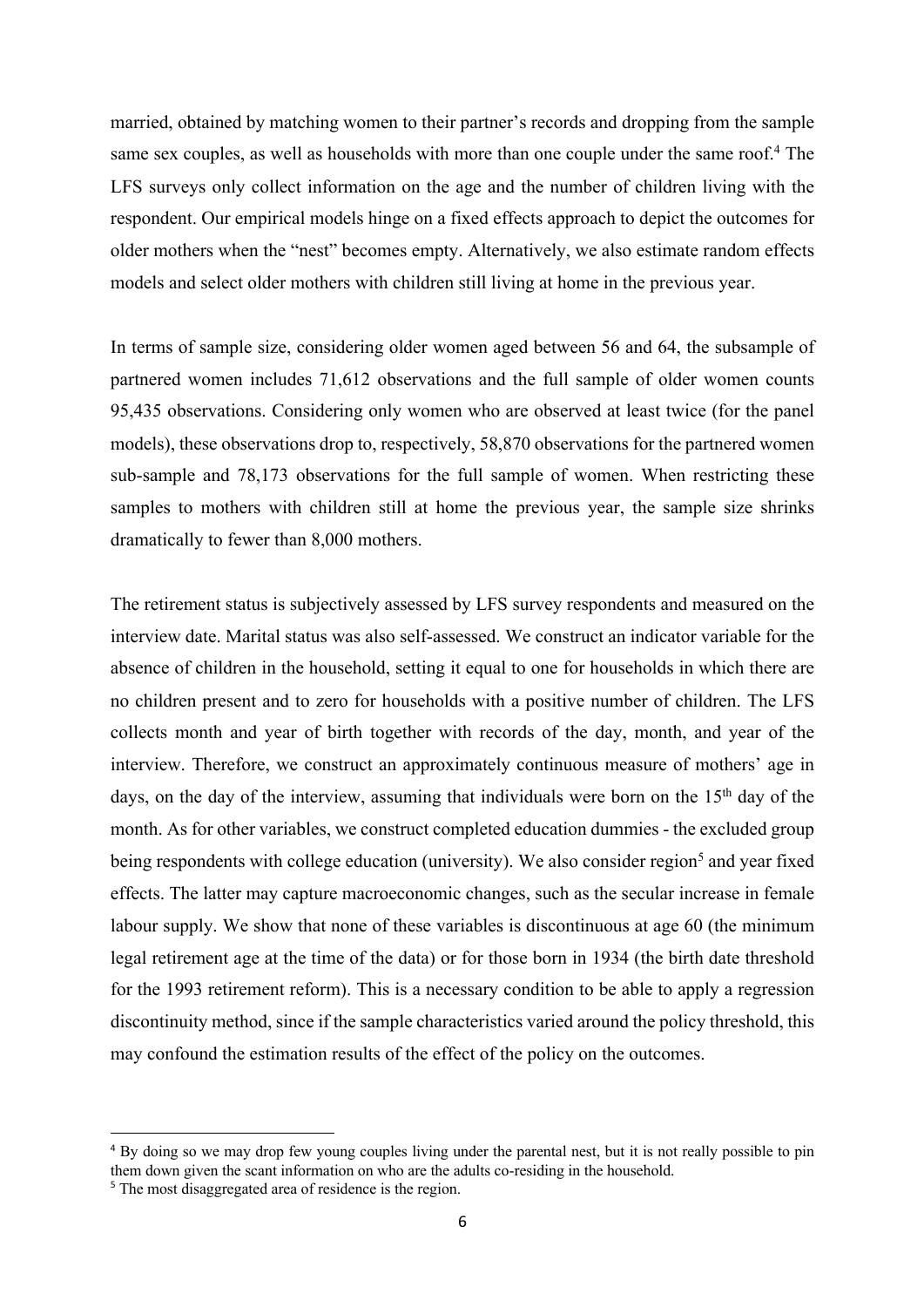married, obtained by matching women to their partner's records and dropping from the sample same sex couples, as well as households with more than one couple under the same roof.[4] The LFS surveys only collect information on the age and the number of children living with the respondent. Our empirical models hinge on a fixed effects approach to depict the outcomes for older mothers when the "nest" becomes empty. Alternatively, we also estimate random effects models and select older mothers with children still living at home in the previous year.

In terms of sample size, considering older women aged between 56 and 64, the subsample of partnered women includes 71,612 observations and the full sample of older women counts 95,435 observations. Considering only women who are observed at least twice (for the panel models), these observations drop to, respectively, 58,870 observations for the partnered women sub-sample and 78,173 observations for the full sample of women. When restricting these samples to mothers with children still at home the previous year, the sample size shrinks dramatically to fewer than 8,000 mothers.

The retirement status is subjectively assessed by LFS survey respondents and measured on the interview date. Marital status was also self-assessed. We construct an indicator variable for the absence of children in the household, setting it equal to one for households in which there are no children present and to zero for households with a positive number of children. The LFS collects month and year of birth together with records of the day, month, and year of the interview. Therefore, we construct an approximately continuous measure of mothers' age in days, on the day of the interview, assuming that individuals were born on the 15th day of the month. As for other variables, we construct completed education dummies - the excluded group being respondents with college education (university). We also consider region[5] and year fixed effects. The latter may capture macroeconomic changes, such as the secular increase in female labour supply. We show that none of these variables is discontinuous at age 60 (the minimum legal retirement age at the time of the data) or for those born in 1934 (the birth date threshold for the 1993 retirement reform). This is a necessary condition to be able to apply a regression discontinuity method, since if the sample characteristics varied around the policy threshold, this may confound the estimation results of the effect of the policy on the outcomes.

[4] By doing so we may drop few young couples living under the parental nest, but it is not really possible to pin them down given the scant information on who are the adults co-residing in the household.

[5] The most disaggregated area of residence is the region.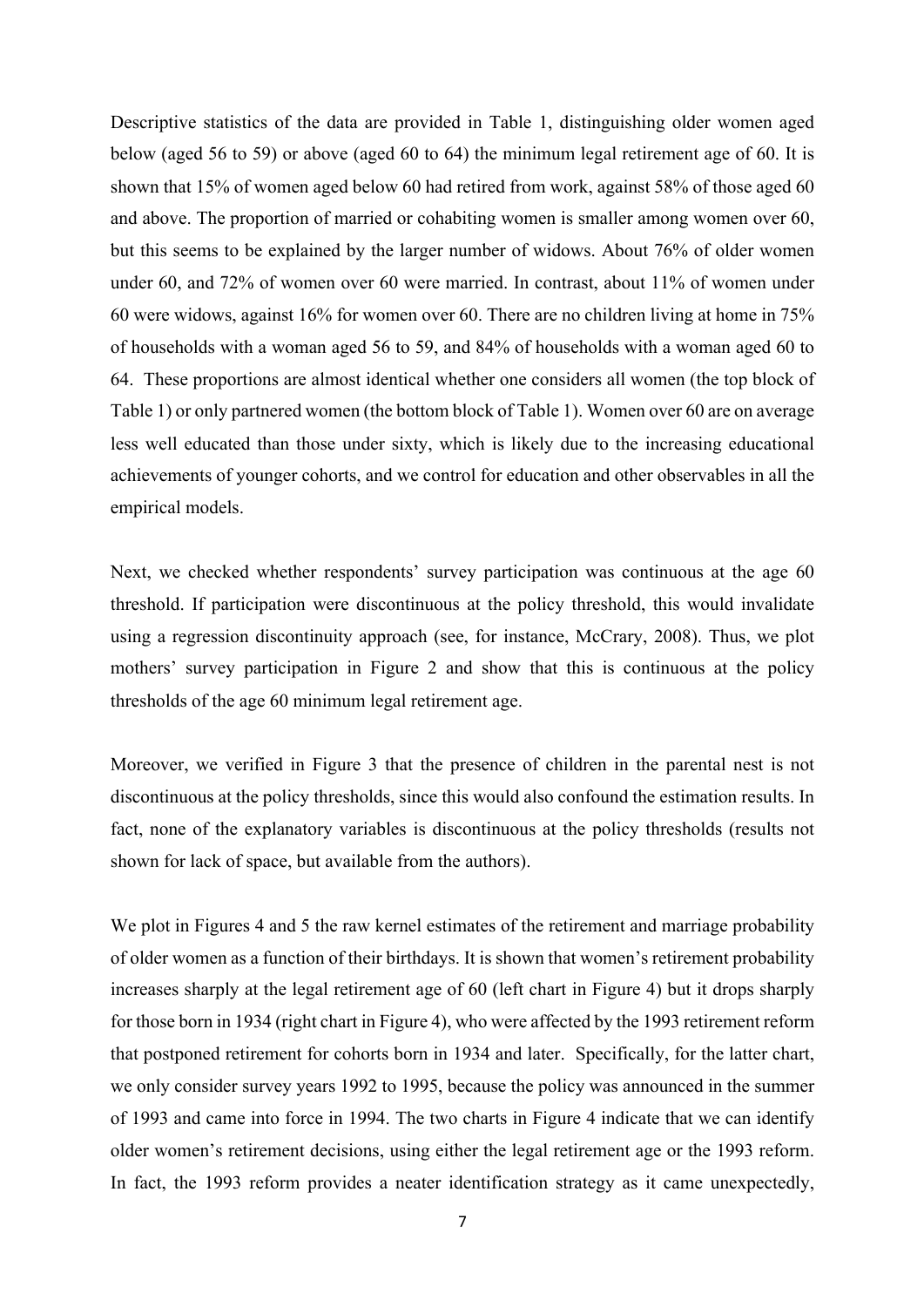Descriptive statistics of the data are provided in Table 1, distinguishing older women aged below (aged 56 to 59) or above (aged 60 to 64) the minimum legal retirement age of 60. It is shown that 15% of women aged below 60 had retired from work, against 58% of those aged 60 and above. The proportion of married or cohabiting women is smaller among women over 60, but this seems to be explained by the larger number of widows. About 76% of older women under 60, and 72% of women over 60 were married. In contrast, about 11% of women under 60 were widows, against 16% for women over 60. There are no children living at home in 75% of households with a woman aged 56 to 59, and 84% of households with a woman aged 60 to 64. These proportions are almost identical whether one considers all women (the top block of Table 1) or only partnered women (the bottom block of Table 1). Women over 60 are on average less well educated than those under sixty, which is likely due to the increasing educational achievements of younger cohorts, and we control for education and other observables in all the empirical models.

Next, we checked whether respondents' survey participation was continuous at the age 60 threshold. If participation were discontinuous at the policy threshold, this would invalidate using a regression discontinuity approach (see, for instance, McCrary, 2008). Thus, we plot mothers' survey participation in Figure 2 and show that this is continuous at the policy thresholds of the age 60 minimum legal retirement age.

Moreover, we verified in Figure 3 that the presence of children in the parental nest is not discontinuous at the policy thresholds, since this would also confound the estimation results. In fact, none of the explanatory variables is discontinuous at the policy thresholds (results not shown for lack of space, but available from the authors).

We plot in Figures 4 and 5 the raw kernel estimates of the retirement and marriage probability of older women as a function of their birthdays. It is shown that women's retirement probability increases sharply at the legal retirement age of 60 (left chart in Figure 4) but it drops sharply for those born in 1934 (right chart in Figure 4), who were affected by the 1993 retirement reform that postponed retirement for cohorts born in 1934 and later. Specifically, for the latter chart, we only consider survey years 1992 to 1995, because the policy was announced in the summer of 1993 and came into force in 1994. The two charts in Figure 4 indicate that we can identify older women's retirement decisions, using either the legal retirement age or the 1993 reform. In fact, the 1993 reform provides a neater identification strategy as it came unexpectedly,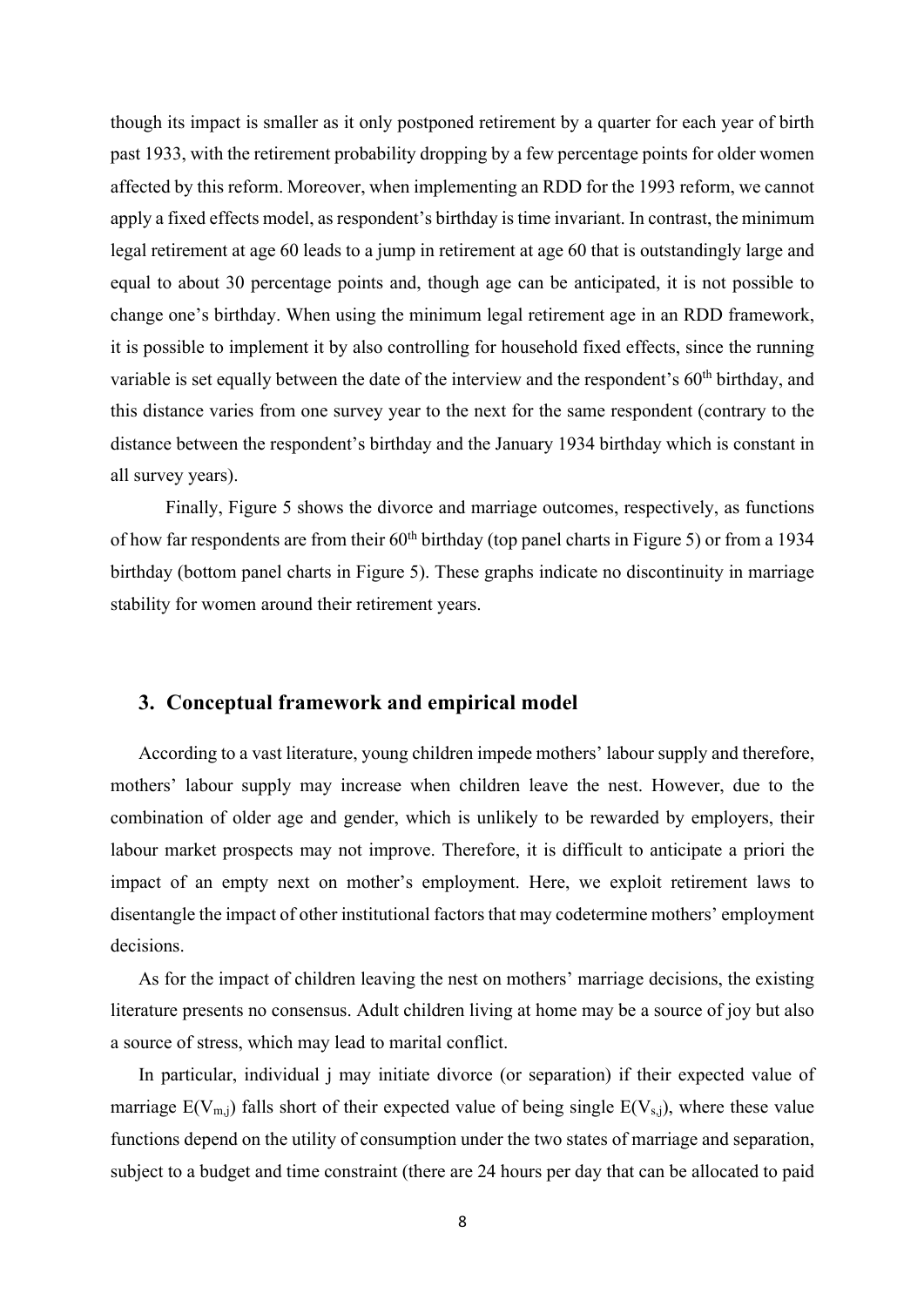though its impact is smaller as it only postponed retirement by a quarter for each year of birth past 1933, with the retirement probability dropping by a few percentage points for older women affected by this reform. Moreover, when implementing an RDD for the 1993 reform, we cannot apply a fixed effects model, as respondent's birthday is time invariant. In contrast, the minimum legal retirement at age 60 leads to a jump in retirement at age 60 that is outstandingly large and equal to about 30 percentage points and, though age can be anticipated, it is not possible to change one's birthday. When using the minimum legal retirement age in an RDD framework, it is possible to implement it by also controlling for household fixed effects, since the running variable is set equally between the date of the interview and the respondent's 60th birthday, and this distance varies from one survey year to the next for the same respondent (contrary to the distance between the respondent's birthday and the January 1934 birthday which is constant in all survey years).

Finally, Figure 5 shows the divorce and marriage outcomes, respectively, as functions of how far respondents are from their 60th birthday (top panel charts in Figure 5) or from a 1934 birthday (bottom panel charts in Figure 5). These graphs indicate no discontinuity in marriage stability for women around their retirement years.

## 3. Conceptual framework and empirical model

According to a vast literature, young children impede mothers' labour supply and therefore, mothers' labour supply may increase when children leave the nest. However, due to the combination of older age and gender, which is unlikely to be rewarded by employers, their labour market prospects may not improve. Therefore, it is difficult to anticipate a priori the impact of an empty next on mother's employment. Here, we exploit retirement laws to disentangle the impact of other institutional factors that may codetermine mothers' employment decisions.

As for the impact of children leaving the nest on mothers' marriage decisions, the existing literature presents no consensus. Adult children living at home may be a source of joy but also a source of stress, which may lead to marital conflict.

In particular, individual j may initiate divorce (or separation) if their expected value of marriage $E(V_{m,j})$ falls short of their expected value of being single $E(V_{s,j})$, where these value functions depend on the utility of consumption under the two states of marriage and separation, subject to a budget and time constraint (there are 24 hours per day that can be allocated to paid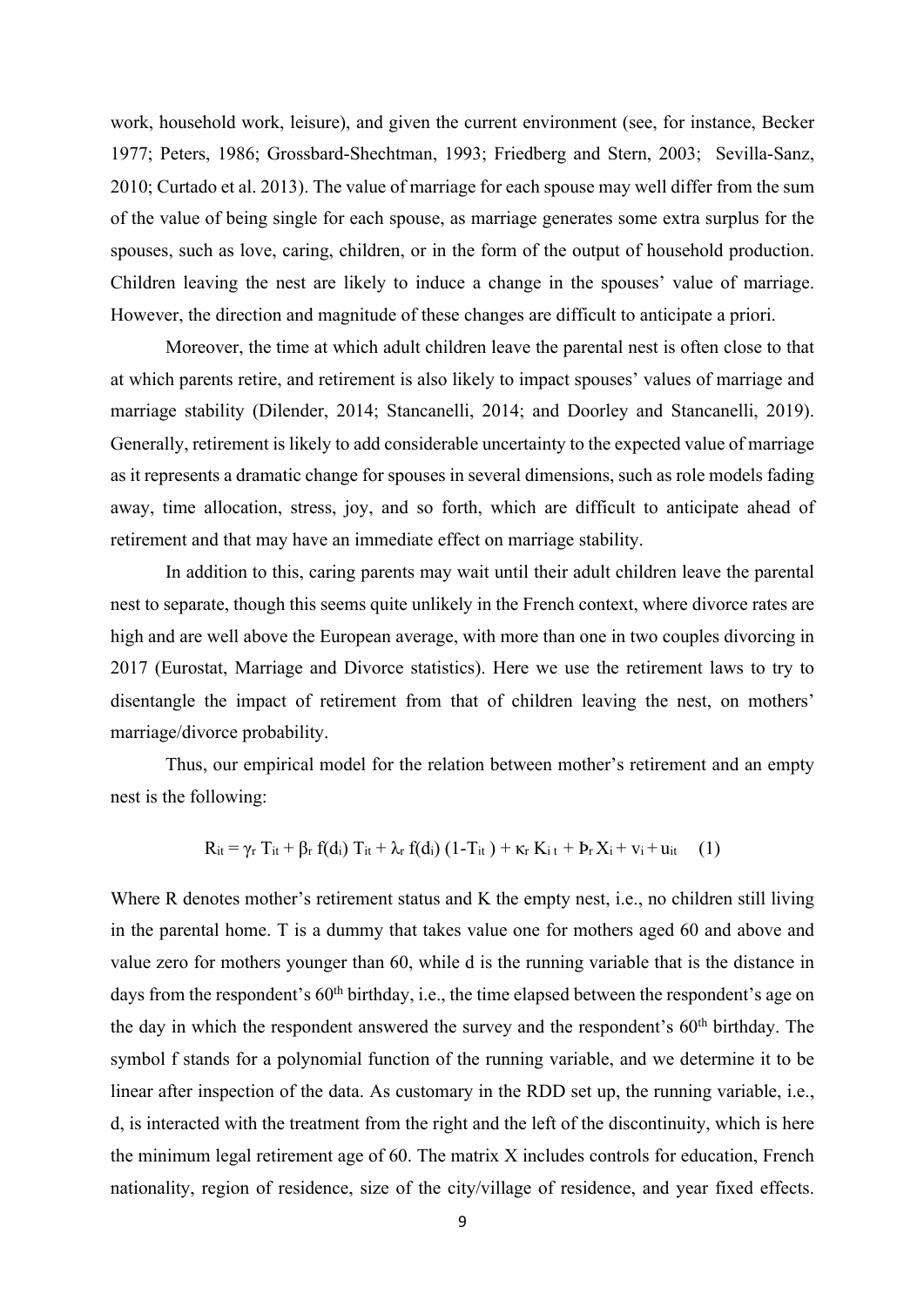work, household work, leisure), and given the current environment (see, for instance, Becker 1977; Peters, 1986; Grossbard-Shechtman, 1993; Friedberg and Stern, 2003; Sevilla-Sanz, 2010; Curtado et al. 2013). The value of marriage for each spouse may well differ from the sum of the value of being single for each spouse, as marriage generates some extra surplus for the spouses, such as love, caring, children, or in the form of the output of household production. Children leaving the nest are likely to induce a change in the spouses' value of marriage. However, the direction and magnitude of these changes are difficult to anticipate a priori.

Moreover, the time at which adult children leave the parental nest is often close to that at which parents retire, and retirement is also likely to impact spouses' values of marriage and marriage stability (Dilender, 2014; Stancanelli, 2014; and Doorley and Stancanelli, 2019). Generally, retirement is likely to add considerable uncertainty to the expected value of marriage as it represents a dramatic change for spouses in several dimensions, such as role models fading away, time allocation, stress, joy, and so forth, which are difficult to anticipate ahead of retirement and that may have an immediate effect on marriage stability.

In addition to this, caring parents may wait until their adult children leave the parental nest to separate, though this seems quite unlikely in the French context, where divorce rates are high and are well above the European average, with more than one in two couples divorcing in 2017 (Eurostat, Marriage and Divorce statistics). Here we use the retirement laws to try to disentangle the impact of retirement from that of children leaving the nest, on mothers' marriage/divorce probability.

Thus, our empirical model for the relation between mother's retirement and an empty nest is the following:

$$R_{it} = \gamma_r T_{it} + \beta_r f(d_i) T_{it} + \lambda_r f(d_i) (1-T_{it}) + \kappa_r K_{it} + Þ_r X_i + v_i + u_{it} \quad (1)$$

Where R denotes mother's retirement status and K the empty nest, i.e., no children still living in the parental home. T is a dummy that takes value one for mothers aged 60 and above and value zero for mothers younger than 60, while d is the running variable that is the distance in days from the respondent's 60th birthday, i.e., the time elapsed between the respondent's age on the day in which the respondent answered the survey and the respondent's 60th birthday. The symbol f stands for a polynomial function of the running variable, and we determine it to be linear after inspection of the data. As customary in the RDD set up, the running variable, i.e., d, is interacted with the treatment from the right and the left of the discontinuity, which is here the minimum legal retirement age of 60. The matrix X includes controls for education, French nationality, region of residence, size of the city/village of residence, and year fixed effects.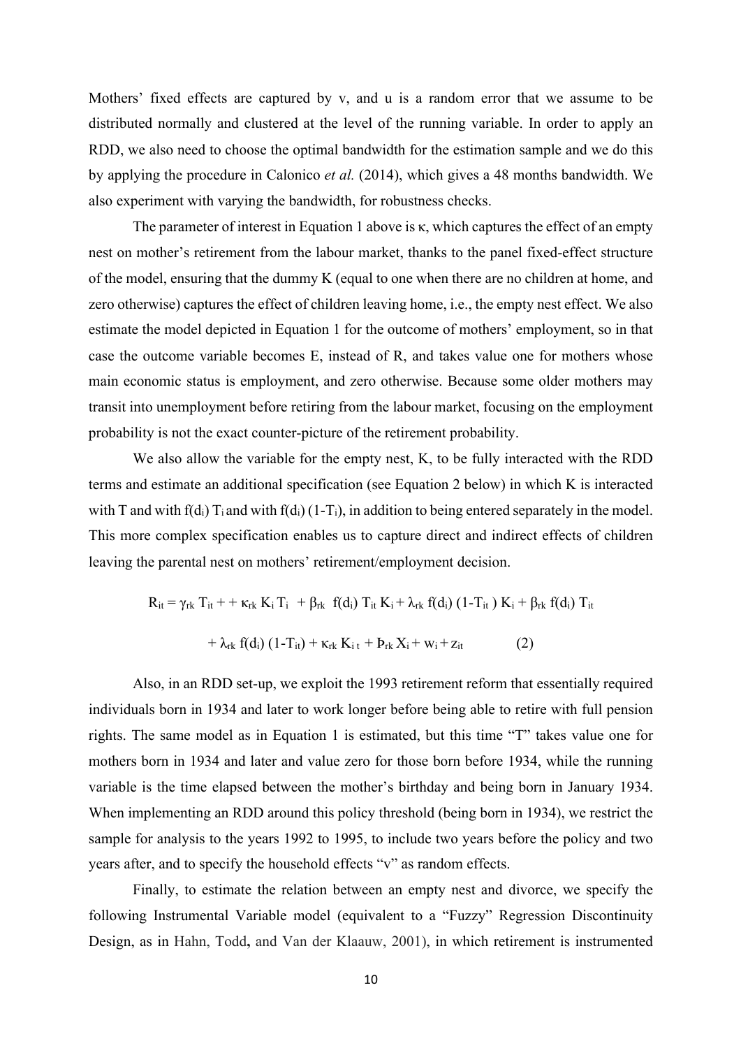Mothers' fixed effects are captured by v, and u is a random error that we assume to be distributed normally and clustered at the level of the running variable. In order to apply an RDD, we also need to choose the optimal bandwidth for the estimation sample and we do this by applying the procedure in Calonico *et al.* (2014), which gives a 48 months bandwidth. We also experiment with varying the bandwidth, for robustness checks.

The parameter of interest in Equation 1 above is κ, which captures the effect of an empty nest on mother's retirement from the labour market, thanks to the panel fixed-effect structure of the model, ensuring that the dummy K (equal to one when there are no children at home, and zero otherwise) captures the effect of children leaving home, i.e., the empty nest effect. We also estimate the model depicted in Equation 1 for the outcome of mothers' employment, so in that case the outcome variable becomes E, instead of R, and takes value one for mothers whose main economic status is employment, and zero otherwise. Because some older mothers may transit into unemployment before retiring from the labour market, focusing on the employment probability is not the exact counter-picture of the retirement probability.

We also allow the variable for the empty nest, K, to be fully interacted with the RDD terms and estimate an additional specification (see Equation 2 below) in which K is interacted with T and with $f(d_i)\,T_i$ and with $f(d_i)\,(1\text{-}T_i)$, in addition to being entered separately in the model. This more complex specification enables us to capture direct and indirect effects of children leaving the parental nest on mothers' retirement/employment decision.

$$R_{it} = \gamma_{rk}\, T_{it} + + \kappa_{rk}\, K_i\, T_i \; + \beta_{rk}\; f(d_i)\, T_{it}\, K_i + \lambda_{rk}\, f(d_i)\,(1\text{-}T_{it}\,)\, K_i + \beta_{rk}\, f(d_i)\, T_{it}$$

$$+ \lambda_{rk}\, f(d_i)\,(1\text{-}T_{it}) + \kappa_{rk}\, K_{i\,t} + Þ_{rk}\, X_i + w_i + z_{it} \qquad (2)$$

Also, in an RDD set-up, we exploit the 1993 retirement reform that essentially required individuals born in 1934 and later to work longer before being able to retire with full pension rights. The same model as in Equation 1 is estimated, but this time "T" takes value one for mothers born in 1934 and later and value zero for those born before 1934, while the running variable is the time elapsed between the mother's birthday and being born in January 1934. When implementing an RDD around this policy threshold (being born in 1934), we restrict the sample for analysis to the years 1992 to 1995, to include two years before the policy and two years after, and to specify the household effects "v" as random effects.

Finally, to estimate the relation between an empty nest and divorce, we specify the following Instrumental Variable model (equivalent to a "Fuzzy" Regression Discontinuity Design, as in Hahn, Todd, and Van der Klaauw, 2001), in which retirement is instrumented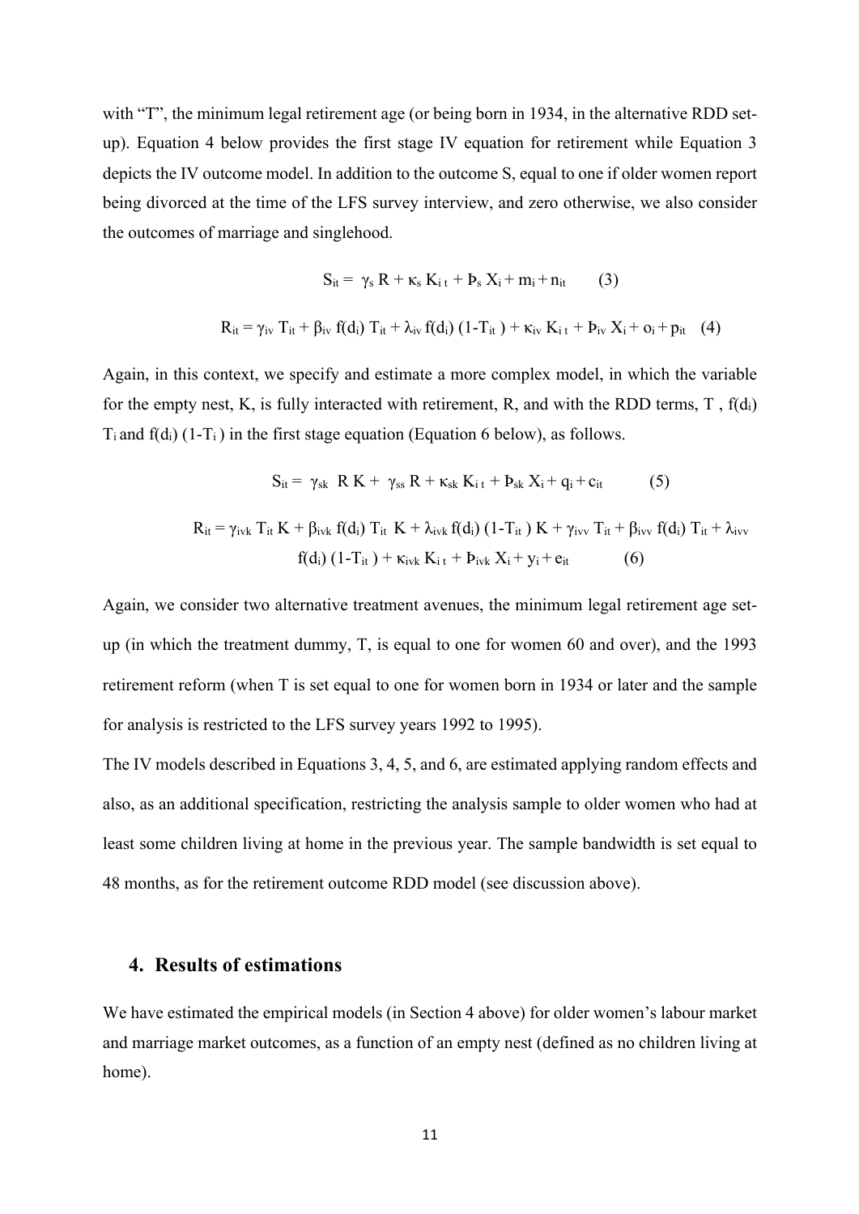with "T", the minimum legal retirement age (or being born in 1934, in the alternative RDD set-up). Equation 4 below provides the first stage IV equation for retirement while Equation 3 depicts the IV outcome model. In addition to the outcome S, equal to one if older women report being divorced at the time of the LFS survey interview, and zero otherwise, we also consider the outcomes of marriage and singlehood.

$$S_{it} = \gamma_s R + \kappa_s K_{it} + Þ_s X_i + m_i + n_{it} \qquad (3)$$

$$R_{it} = \gamma_{iv} T_{it} + \beta_{iv} f(d_i) T_{it} + \lambda_{iv} f(d_i) (1-T_{it}) + \kappa_{iv} K_{it} + Þ_{iv} X_i + o_i + p_{it} \quad (4)$$

Again, in this context, we specify and estimate a more complex model, in which the variable for the empty nest, K, is fully interacted with retirement, R, and with the RDD terms, T , $f(d_i) T_i$ and $f(d_i) (1-T_i)$ in the first stage equation (Equation 6 below), as follows.

$$S_{it} = \gamma_{sk} R K + \gamma_{ss} R + \kappa_{sk} K_{it} + Þ_{sk} X_i + q_i + c_{it} \qquad (5)$$

$$R_{it} = \gamma_{ivk} T_{it} K + \beta_{ivk} f(d_i) T_{it} K + \lambda_{ivk} f(d_i) (1-T_{it}) K + \gamma_{ivv} T_{it} + \beta_{ivv} f(d_i) T_{it} + \lambda_{ivv} f(d_i) (1-T_{it}) + \kappa_{ivk} K_{it} + Þ_{ivk} X_i + y_i + e_{it} \qquad (6)$$

Again, we consider two alternative treatment avenues, the minimum legal retirement age set-up (in which the treatment dummy, T, is equal to one for women 60 and over), and the 1993 retirement reform (when T is set equal to one for women born in 1934 or later and the sample for analysis is restricted to the LFS survey years 1992 to 1995).

The IV models described in Equations 3, 4, 5, and 6, are estimated applying random effects and also, as an additional specification, restricting the analysis sample to older women who had at least some children living at home in the previous year. The sample bandwidth is set equal to 48 months, as for the retirement outcome RDD model (see discussion above).

## 4. Results of estimations

We have estimated the empirical models (in Section 4 above) for older women's labour market and marriage market outcomes, as a function of an empty nest (defined as no children living at home).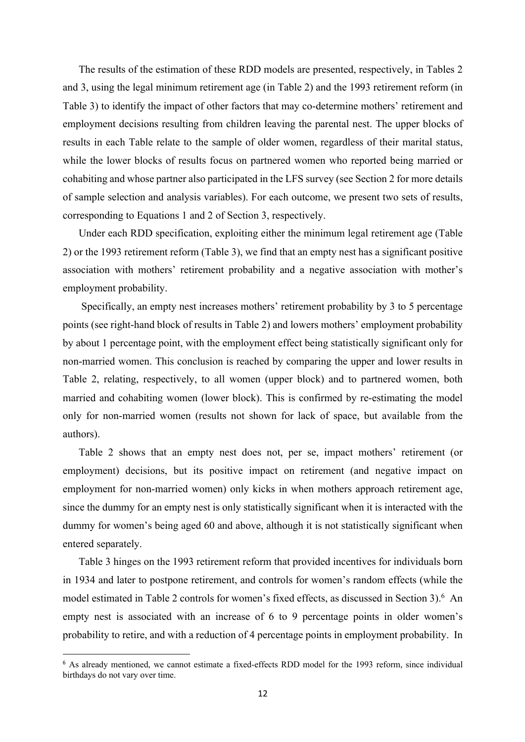The results of the estimation of these RDD models are presented, respectively, in Tables 2 and 3, using the legal minimum retirement age (in Table 2) and the 1993 retirement reform (in Table 3) to identify the impact of other factors that may co-determine mothers' retirement and employment decisions resulting from children leaving the parental nest. The upper blocks of results in each Table relate to the sample of older women, regardless of their marital status, while the lower blocks of results focus on partnered women who reported being married or cohabiting and whose partner also participated in the LFS survey (see Section 2 for more details of sample selection and analysis variables). For each outcome, we present two sets of results, corresponding to Equations 1 and 2 of Section 3, respectively.

Under each RDD specification, exploiting either the minimum legal retirement age (Table 2) or the 1993 retirement reform (Table 3), we find that an empty nest has a significant positive association with mothers' retirement probability and a negative association with mother's employment probability.

Specifically, an empty nest increases mothers' retirement probability by 3 to 5 percentage points (see right-hand block of results in Table 2) and lowers mothers' employment probability by about 1 percentage point, with the employment effect being statistically significant only for non-married women. This conclusion is reached by comparing the upper and lower results in Table 2, relating, respectively, to all women (upper block) and to partnered women, both married and cohabiting women (lower block). This is confirmed by re-estimating the model only for non-married women (results not shown for lack of space, but available from the authors).

Table 2 shows that an empty nest does not, per se, impact mothers' retirement (or employment) decisions, but its positive impact on retirement (and negative impact on employment for non-married women) only kicks in when mothers approach retirement age, since the dummy for an empty nest is only statistically significant when it is interacted with the dummy for women's being aged 60 and above, although it is not statistically significant when entered separately.

Table 3 hinges on the 1993 retirement reform that provided incentives for individuals born in 1934 and later to postpone retirement, and controls for women's random effects (while the model estimated in Table 2 controls for women's fixed effects, as discussed in Section 3).[6] An empty nest is associated with an increase of 6 to 9 percentage points in older women's probability to retire, and with a reduction of 4 percentage points in employment probability. In

[6] As already mentioned, we cannot estimate a fixed-effects RDD model for the 1993 reform, since individual birthdays do not vary over time.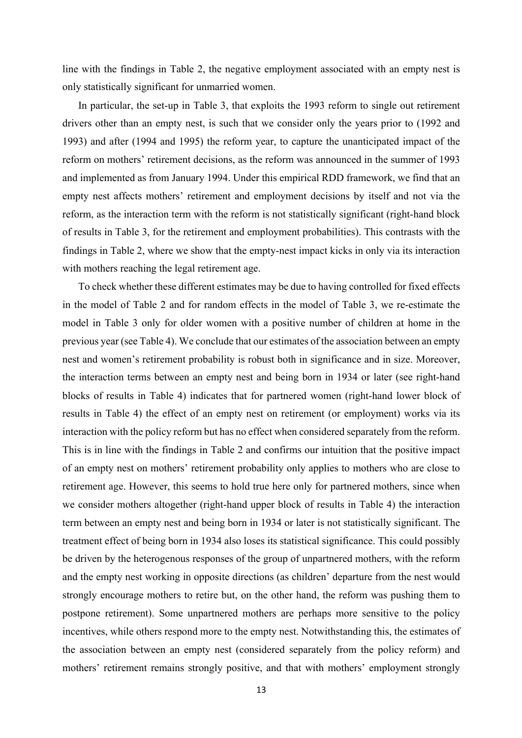line with the findings in Table 2, the negative employment associated with an empty nest is only statistically significant for unmarried women.

In particular, the set-up in Table 3, that exploits the 1993 reform to single out retirement drivers other than an empty nest, is such that we consider only the years prior to (1992 and 1993) and after (1994 and 1995) the reform year, to capture the unanticipated impact of the reform on mothers' retirement decisions, as the reform was announced in the summer of 1993 and implemented as from January 1994. Under this empirical RDD framework, we find that an empty nest affects mothers' retirement and employment decisions by itself and not via the reform, as the interaction term with the reform is not statistically significant (right-hand block of results in Table 3, for the retirement and employment probabilities). This contrasts with the findings in Table 2, where we show that the empty-nest impact kicks in only via its interaction with mothers reaching the legal retirement age.

To check whether these different estimates may be due to having controlled for fixed effects in the model of Table 2 and for random effects in the model of Table 3, we re-estimate the model in Table 3 only for older women with a positive number of children at home in the previous year (see Table 4). We conclude that our estimates of the association between an empty nest and women's retirement probability is robust both in significance and in size. Moreover, the interaction terms between an empty nest and being born in 1934 or later (see right-hand blocks of results in Table 4) indicates that for partnered women (right-hand lower block of results in Table 4) the effect of an empty nest on retirement (or employment) works via its interaction with the policy reform but has no effect when considered separately from the reform. This is in line with the findings in Table 2 and confirms our intuition that the positive impact of an empty nest on mothers' retirement probability only applies to mothers who are close to retirement age. However, this seems to hold true here only for partnered mothers, since when we consider mothers altogether (right-hand upper block of results in Table 4) the interaction term between an empty nest and being born in 1934 or later is not statistically significant. The treatment effect of being born in 1934 also loses its statistical significance. This could possibly be driven by the heterogenous responses of the group of unpartnered mothers, with the reform and the empty nest working in opposite directions (as children' departure from the nest would strongly encourage mothers to retire but, on the other hand, the reform was pushing them to postpone retirement). Some unpartnered mothers are perhaps more sensitive to the policy incentives, while others respond more to the empty nest. Notwithstanding this, the estimates of the association between an empty nest (considered separately from the policy reform) and mothers' retirement remains strongly positive, and that with mothers' employment strongly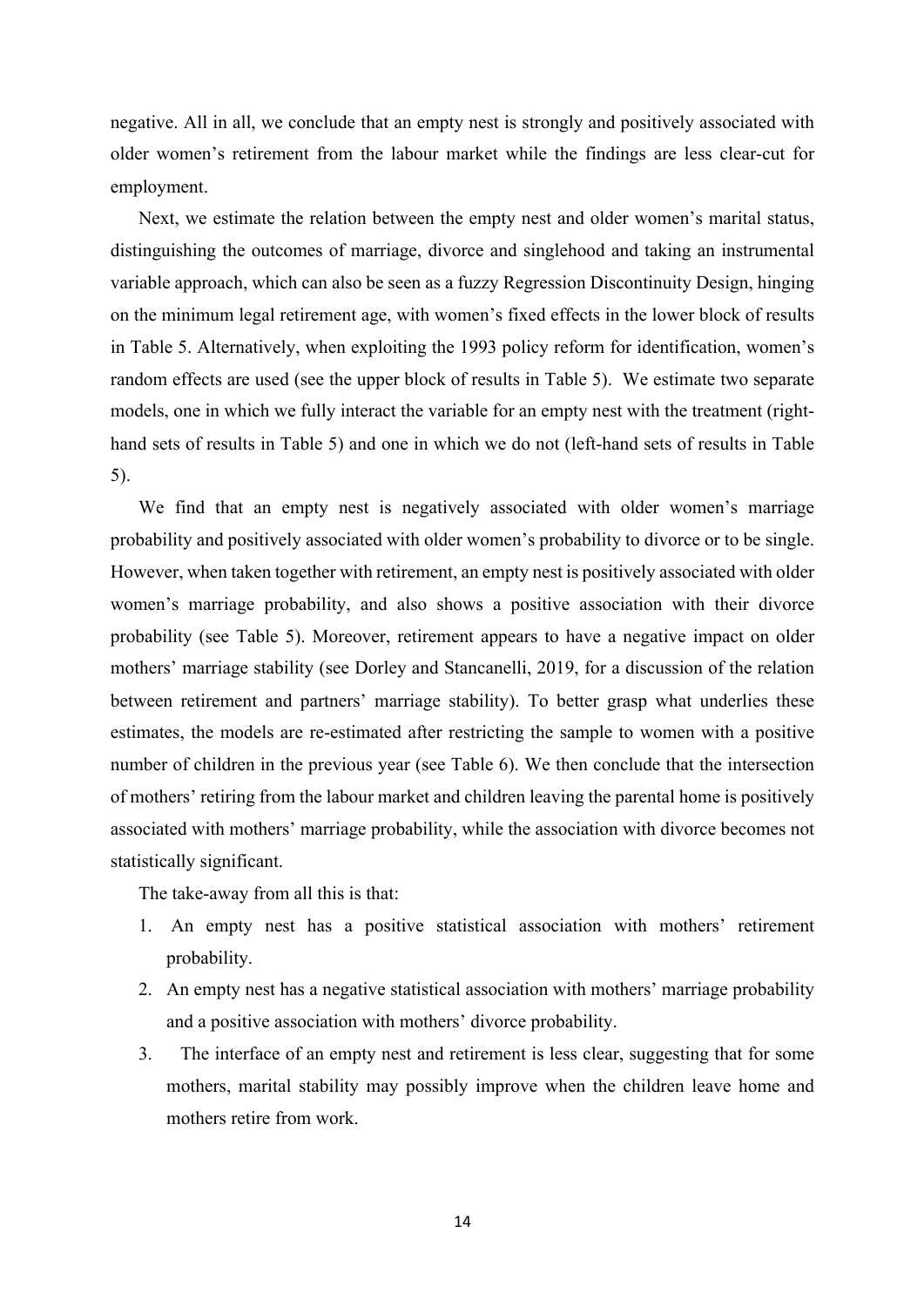negative. All in all, we conclude that an empty nest is strongly and positively associated with older women's retirement from the labour market while the findings are less clear-cut for employment.

Next, we estimate the relation between the empty nest and older women's marital status, distinguishing the outcomes of marriage, divorce and singlehood and taking an instrumental variable approach, which can also be seen as a fuzzy Regression Discontinuity Design, hinging on the minimum legal retirement age, with women's fixed effects in the lower block of results in Table 5. Alternatively, when exploiting the 1993 policy reform for identification, women's random effects are used (see the upper block of results in Table 5). We estimate two separate models, one in which we fully interact the variable for an empty nest with the treatment (right-hand sets of results in Table 5) and one in which we do not (left-hand sets of results in Table 5).

We find that an empty nest is negatively associated with older women's marriage probability and positively associated with older women's probability to divorce or to be single. However, when taken together with retirement, an empty nest is positively associated with older women's marriage probability, and also shows a positive association with their divorce probability (see Table 5). Moreover, retirement appears to have a negative impact on older mothers' marriage stability (see Dorley and Stancanelli, 2019, for a discussion of the relation between retirement and partners' marriage stability). To better grasp what underlies these estimates, the models are re-estimated after restricting the sample to women with a positive number of children in the previous year (see Table 6). We then conclude that the intersection of mothers' retiring from the labour market and children leaving the parental home is positively associated with mothers' marriage probability, while the association with divorce becomes not statistically significant.

The take-away from all this is that:

1. An empty nest has a positive statistical association with mothers' retirement probability.
2. An empty nest has a negative statistical association with mothers' marriage probability and a positive association with mothers' divorce probability.
3. The interface of an empty nest and retirement is less clear, suggesting that for some mothers, marital stability may possibly improve when the children leave home and mothers retire from work.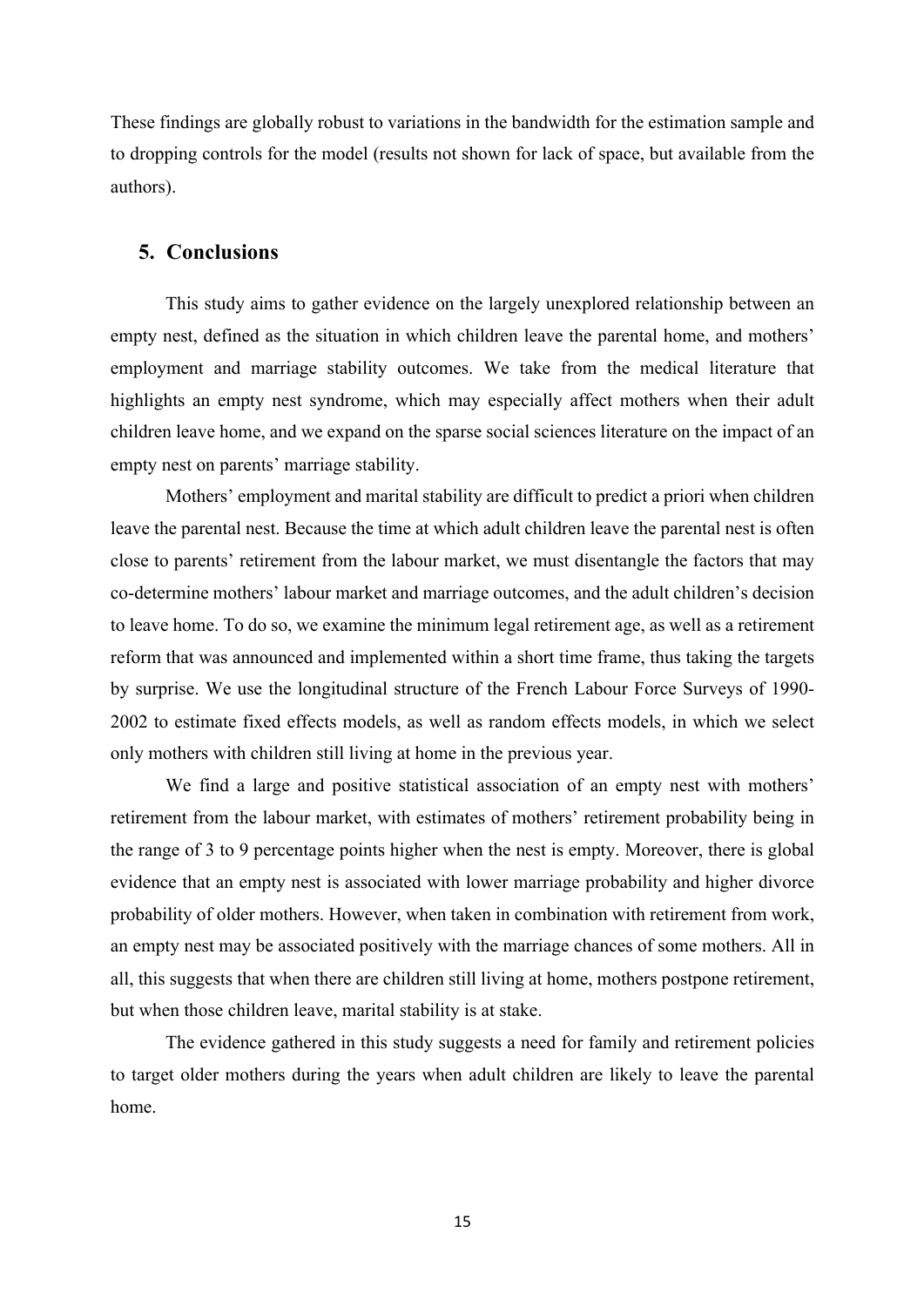These findings are globally robust to variations in the bandwidth for the estimation sample and to dropping controls for the model (results not shown for lack of space, but available from the authors).

## 5. Conclusions

This study aims to gather evidence on the largely unexplored relationship between an empty nest, defined as the situation in which children leave the parental home, and mothers' employment and marriage stability outcomes. We take from the medical literature that highlights an empty nest syndrome, which may especially affect mothers when their adult children leave home, and we expand on the sparse social sciences literature on the impact of an empty nest on parents' marriage stability.

Mothers' employment and marital stability are difficult to predict a priori when children leave the parental nest. Because the time at which adult children leave the parental nest is often close to parents' retirement from the labour market, we must disentangle the factors that may co-determine mothers' labour market and marriage outcomes, and the adult children's decision to leave home. To do so, we examine the minimum legal retirement age, as well as a retirement reform that was announced and implemented within a short time frame, thus taking the targets by surprise. We use the longitudinal structure of the French Labour Force Surveys of 1990-2002 to estimate fixed effects models, as well as random effects models, in which we select only mothers with children still living at home in the previous year.

We find a large and positive statistical association of an empty nest with mothers' retirement from the labour market, with estimates of mothers' retirement probability being in the range of 3 to 9 percentage points higher when the nest is empty. Moreover, there is global evidence that an empty nest is associated with lower marriage probability and higher divorce probability of older mothers. However, when taken in combination with retirement from work, an empty nest may be associated positively with the marriage chances of some mothers. All in all, this suggests that when there are children still living at home, mothers postpone retirement, but when those children leave, marital stability is at stake.

The evidence gathered in this study suggests a need for family and retirement policies to target older mothers during the years when adult children are likely to leave the parental home.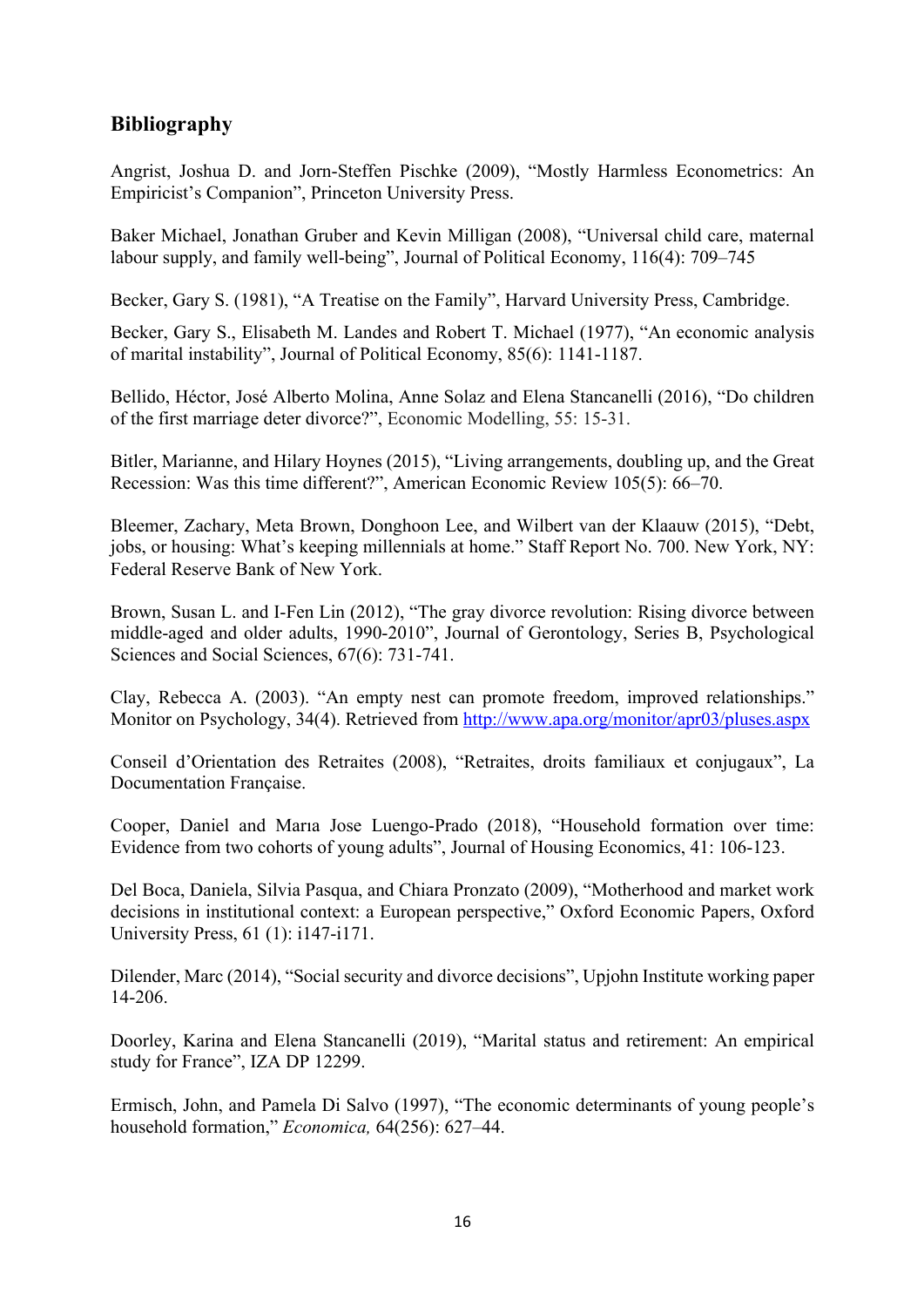## Bibliography

Angrist, Joshua D. and Jorn-Steffen Pischke (2009), "Mostly Harmless Econometrics: An Empiricist's Companion", Princeton University Press.

Baker Michael, Jonathan Gruber and Kevin Milligan (2008), "Universal child care, maternal labour supply, and family well-being", Journal of Political Economy, 116(4): 709–745

Becker, Gary S. (1981), "A Treatise on the Family", Harvard University Press, Cambridge.

Becker, Gary S., Elisabeth M. Landes and Robert T. Michael (1977), "An economic analysis of marital instability", Journal of Political Economy, 85(6): 1141-1187.

Bellido, Héctor, José Alberto Molina, Anne Solaz and Elena Stancanelli (2016), "Do children of the first marriage deter divorce?", Economic Modelling, 55: 15-31.

Bitler, Marianne, and Hilary Hoynes (2015), "Living arrangements, doubling up, and the Great Recession: Was this time different?", American Economic Review 105(5): 66–70.

Bleemer, Zachary, Meta Brown, Donghoon Lee, and Wilbert van der Klaauw (2015), "Debt, jobs, or housing: What's keeping millennials at home." Staff Report No. 700. New York, NY: Federal Reserve Bank of New York.

Brown, Susan L. and I-Fen Lin (2012), "The gray divorce revolution: Rising divorce between middle-aged and older adults, 1990-2010", Journal of Gerontology, Series B, Psychological Sciences and Social Sciences, 67(6): 731-741.

Clay, Rebecca A. (2003). "An empty nest can promote freedom, improved relationships." Monitor on Psychology, 34(4). Retrieved from http://www.apa.org/monitor/apr03/pluses.aspx

Conseil d'Orientation des Retraites (2008), "Retraites, droits familiaux et conjugaux", La Documentation Française.

Cooper, Daniel and Marıa Jose Luengo-Prado (2018), "Household formation over time: Evidence from two cohorts of young adults", Journal of Housing Economics, 41: 106-123.

Del Boca, Daniela, Silvia Pasqua, and Chiara Pronzato (2009), "Motherhood and market work decisions in institutional context: a European perspective," Oxford Economic Papers, Oxford University Press, 61 (1): i147-i171.

Dilender, Marc (2014), "Social security and divorce decisions", Upjohn Institute working paper 14-206.

Doorley, Karina and Elena Stancanelli (2019), "Marital status and retirement: An empirical study for France", IZA DP 12299.

Ermisch, John, and Pamela Di Salvo (1997), "The economic determinants of young people's household formation," *Economica,* 64(256): 627–44.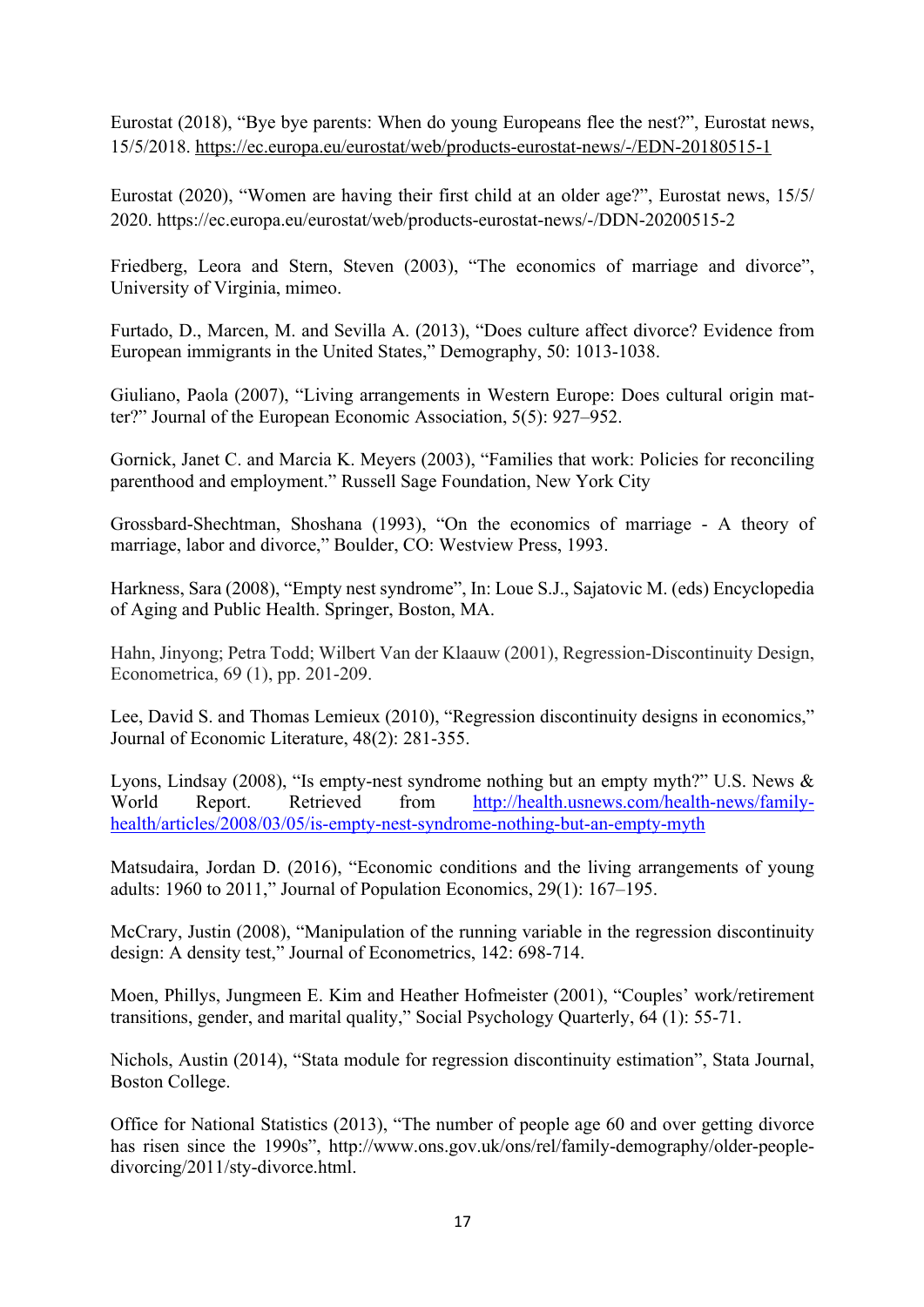Eurostat (2018), “Bye bye parents: When do young Europeans flee the nest?”, Eurostat news, 15/5/2018. https://ec.europa.eu/eurostat/web/products-eurostat-news/-/EDN-20180515-1

Eurostat (2020), “Women are having their first child at an older age?”, Eurostat news, 15/5/ 2020. https://ec.europa.eu/eurostat/web/products-eurostat-news/-/DDN-20200515-2

Friedberg, Leora and Stern, Steven (2003), “The economics of marriage and divorce”, University of Virginia, mimeo.

Furtado, D., Marcen, M. and Sevilla A. (2013), “Does culture affect divorce? Evidence from European immigrants in the United States,” Demography, 50: 1013-1038.

Giuliano, Paola (2007), “Living arrangements in Western Europe: Does cultural origin matter?” Journal of the European Economic Association, 5(5): 927–952.

Gornick, Janet C. and Marcia K. Meyers (2003), “Families that work: Policies for reconciling parenthood and employment.” Russell Sage Foundation, New York City

Grossbard-Shechtman, Shoshana (1993), “On the economics of marriage - A theory of marriage, labor and divorce,” Boulder, CO: Westview Press, 1993.

Harkness, Sara (2008), “Empty nest syndrome”, In: Loue S.J., Sajatovic M. (eds) Encyclopedia of Aging and Public Health. Springer, Boston, MA.

Hahn, Jinyong; Petra Todd; Wilbert Van der Klaauw (2001), Regression-Discontinuity Design, Econometrica, 69 (1), pp. 201-209.

Lee, David S. and Thomas Lemieux (2010), “Regression discontinuity designs in economics,” Journal of Economic Literature, 48(2): 281-355.

Lyons, Lindsay (2008), “Is empty-nest syndrome nothing but an empty myth?” U.S. News & World Report. Retrieved from http://health.usnews.com/health-news/family-health/articles/2008/03/05/is-empty-nest-syndrome-nothing-but-an-empty-myth

Matsudaira, Jordan D. (2016), “Economic conditions and the living arrangements of young adults: 1960 to 2011,” Journal of Population Economics, 29(1): 167–195.

McCrary, Justin (2008), “Manipulation of the running variable in the regression discontinuity design: A density test,” Journal of Econometrics, 142: 698-714.

Moen, Phillys, Jungmeen E. Kim and Heather Hofmeister (2001), “Couples’ work/retirement transitions, gender, and marital quality,” Social Psychology Quarterly, 64 (1): 55-71.

Nichols, Austin (2014), “Stata module for regression discontinuity estimation”, Stata Journal, Boston College.

Office for National Statistics (2013), “The number of people age 60 and over getting divorce has risen since the 1990s”, http://www.ons.gov.uk/ons/rel/family-demography/older-people-divorcing/2011/sty-divorce.html.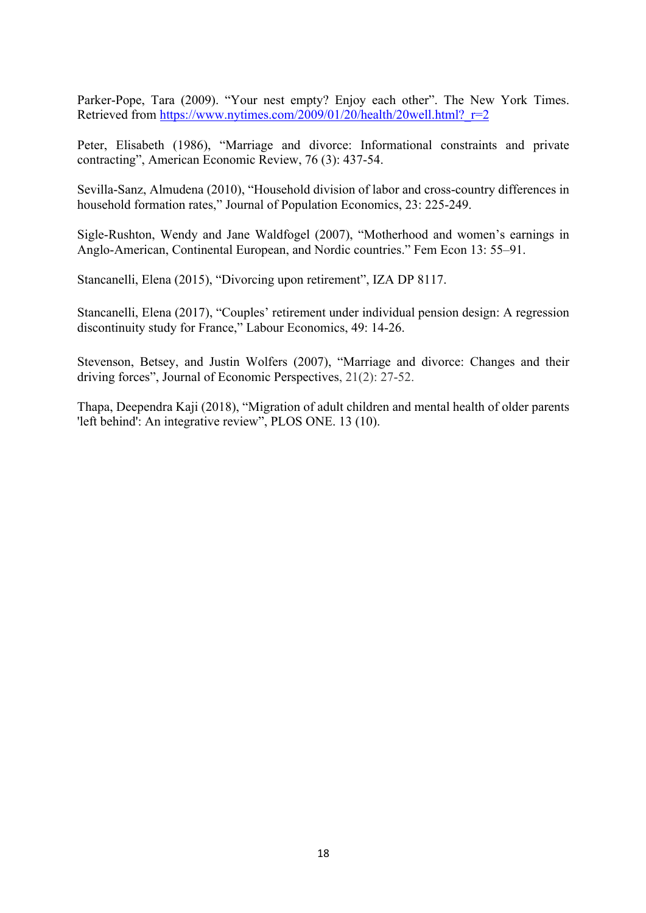Parker-Pope, Tara (2009). "Your nest empty? Enjoy each other". The New York Times. Retrieved from https://www.nytimes.com/2009/01/20/health/20well.html?_r=2

Peter, Elisabeth (1986), "Marriage and divorce: Informational constraints and private contracting", American Economic Review, 76 (3): 437-54.

Sevilla-Sanz, Almudena (2010), "Household division of labor and cross-country differences in household formation rates," Journal of Population Economics, 23: 225-249.

Sigle-Rushton, Wendy and Jane Waldfogel (2007), "Motherhood and women's earnings in Anglo-American, Continental European, and Nordic countries." Fem Econ 13: 55–91.

Stancanelli, Elena (2015), "Divorcing upon retirement", IZA DP 8117.

Stancanelli, Elena (2017), "Couples' retirement under individual pension design: A regression discontinuity study for France," Labour Economics, 49: 14-26.

Stevenson, Betsey, and Justin Wolfers (2007), "Marriage and divorce: Changes and their driving forces", Journal of Economic Perspectives, 21(2): 27-52.

Thapa, Deependra Kaji (2018), "Migration of adult children and mental health of older parents 'left behind': An integrative review", PLOS ONE. 13 (10).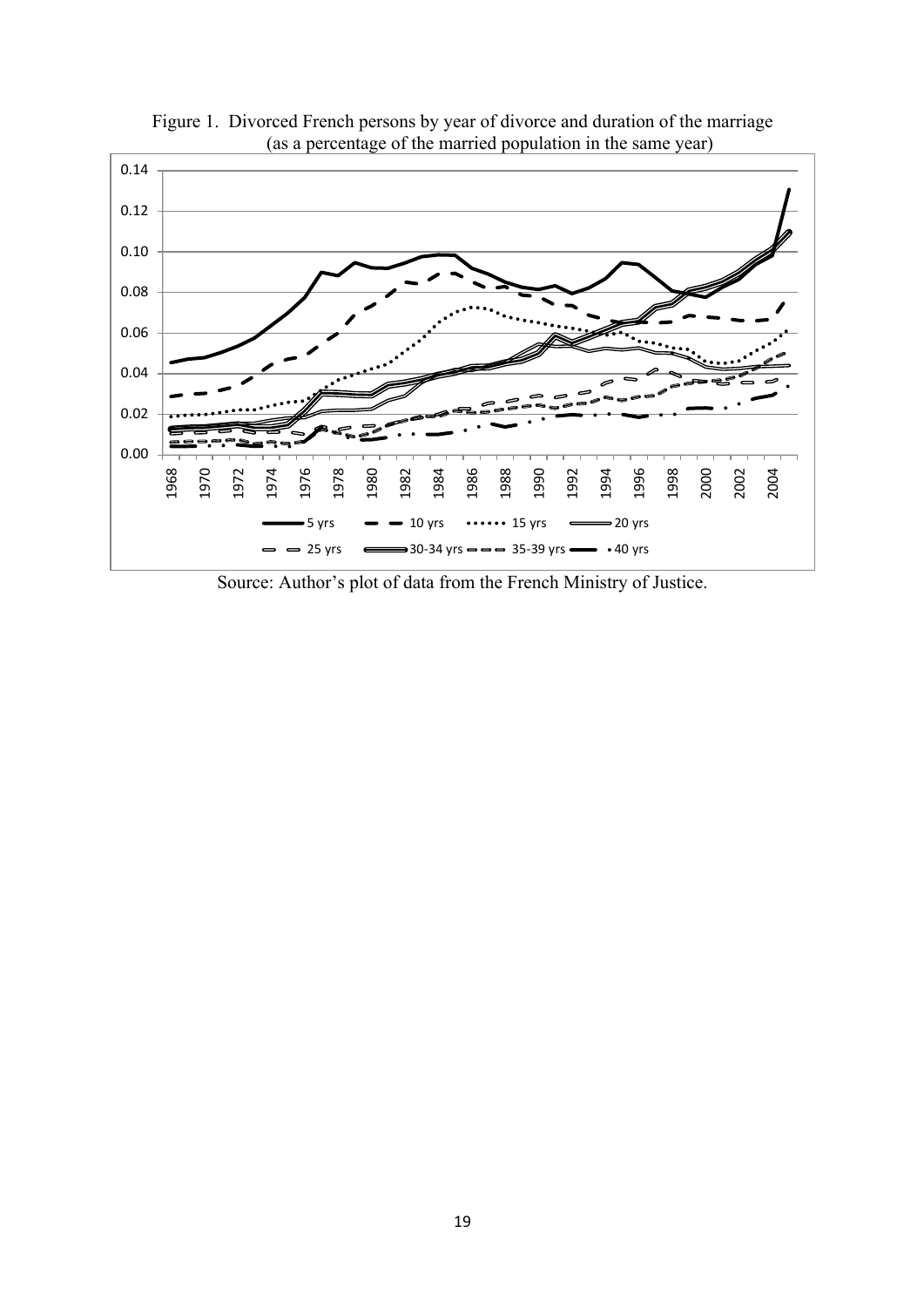Figure 1. Divorced French persons by year of divorce and duration of the marriage (as a percentage of the married population in the same year)

Source: Author's plot of data from the French Ministry of Justice.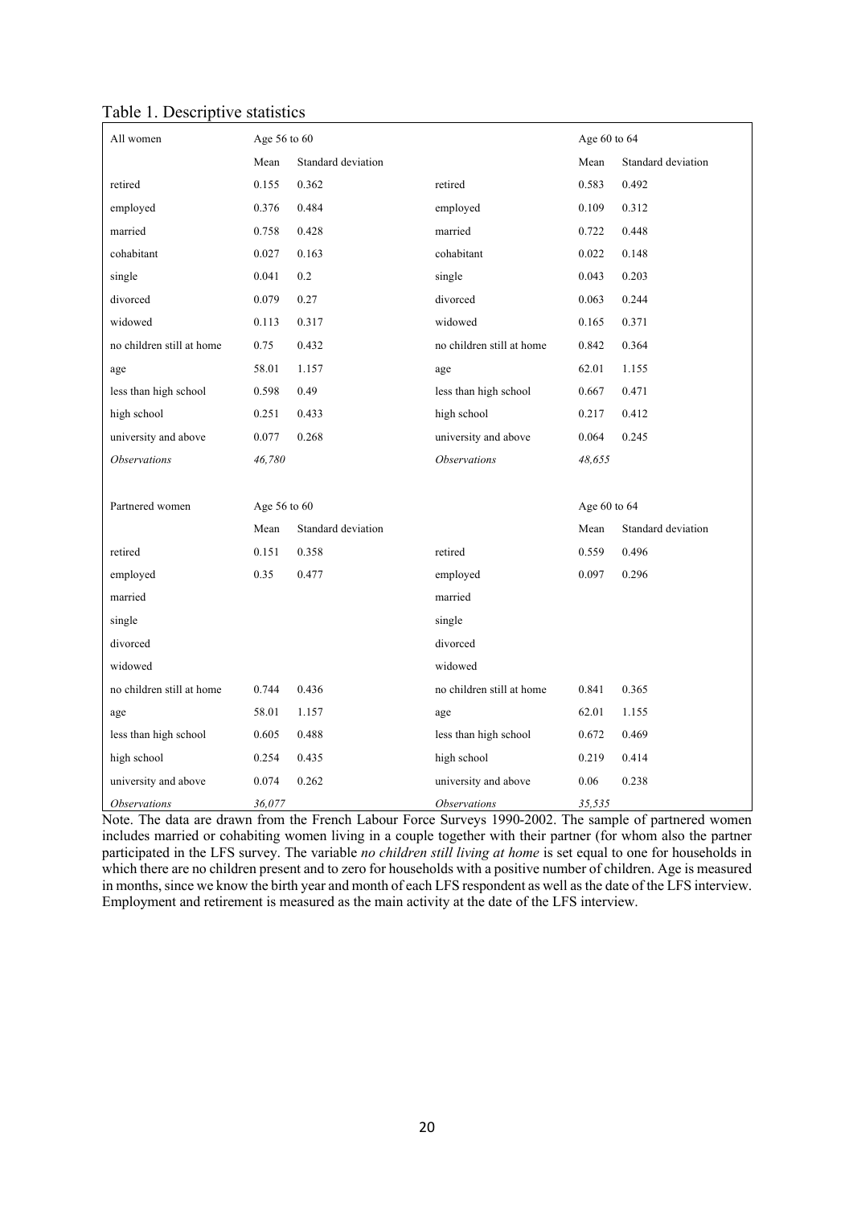Table 1. Descriptive statistics

| All women | Age 56 to 60 | | | Age 60 to 64 | |
|---|---|---|---|---|---|
| | Mean | Standard deviation | | Mean | Standard deviation |
| retired | 0.155 | 0.362 | retired | 0.583 | 0.492 |
| employed | 0.376 | 0.484 | employed | 0.109 | 0.312 |
| married | 0.758 | 0.428 | married | 0.722 | 0.448 |
| cohabitant | 0.027 | 0.163 | cohabitant | 0.022 | 0.148 |
| single | 0.041 | 0.2 | single | 0.043 | 0.203 |
| divorced | 0.079 | 0.27 | divorced | 0.063 | 0.244 |
| widowed | 0.113 | 0.317 | widowed | 0.165 | 0.371 |
| no children still at home | 0.75 | 0.432 | no children still at home | 0.842 | 0.364 |
| age | 58.01 | 1.157 | age | 62.01 | 1.155 |
| less than high school | 0.598 | 0.49 | less than high school | 0.667 | 0.471 |
| high school | 0.251 | 0.433 | high school | 0.217 | 0.412 |
| university and above | 0.077 | 0.268 | university and above | 0.064 | 0.245 |
| *Observations* | *46,780* | | *Observations* | *48,655* | |
| | | | | | |
| Partnered women | Age 56 to 60 | | | Age 60 to 64 | |
| | Mean | Standard deviation | | Mean | Standard deviation |
| retired | 0.151 | 0.358 | retired | 0.559 | 0.496 |
| employed | 0.35 | 0.477 | employed | 0.097 | 0.296 |
| married | | | married | | |
| single | | | single | | |
| divorced | | | divorced | | |
| widowed | | | widowed | | |
| no children still at home | 0.744 | 0.436 | no children still at home | 0.841 | 0.365 |
| age | 58.01 | 1.157 | age | 62.01 | 1.155 |
| less than high school | 0.605 | 0.488 | less than high school | 0.672 | 0.469 |
| high school | 0.254 | 0.435 | high school | 0.219 | 0.414 |
| university and above | 0.074 | 0.262 | university and above | 0.06 | 0.238 |
| *Observations* | *36,077* | | *Observations* | *35,535* | |

Note. The data are drawn from the French Labour Force Surveys 1990-2002. The sample of partnered women includes married or cohabiting women living in a couple together with their partner (for whom also the partner participated in the LFS survey. The variable *no children still living at home* is set equal to one for households in which there are no children present and to zero for households with a positive number of children. Age is measured in months, since we know the birth year and month of each LFS respondent as well as the date of the LFS interview. Employment and retirement is measured as the main activity at the date of the LFS interview.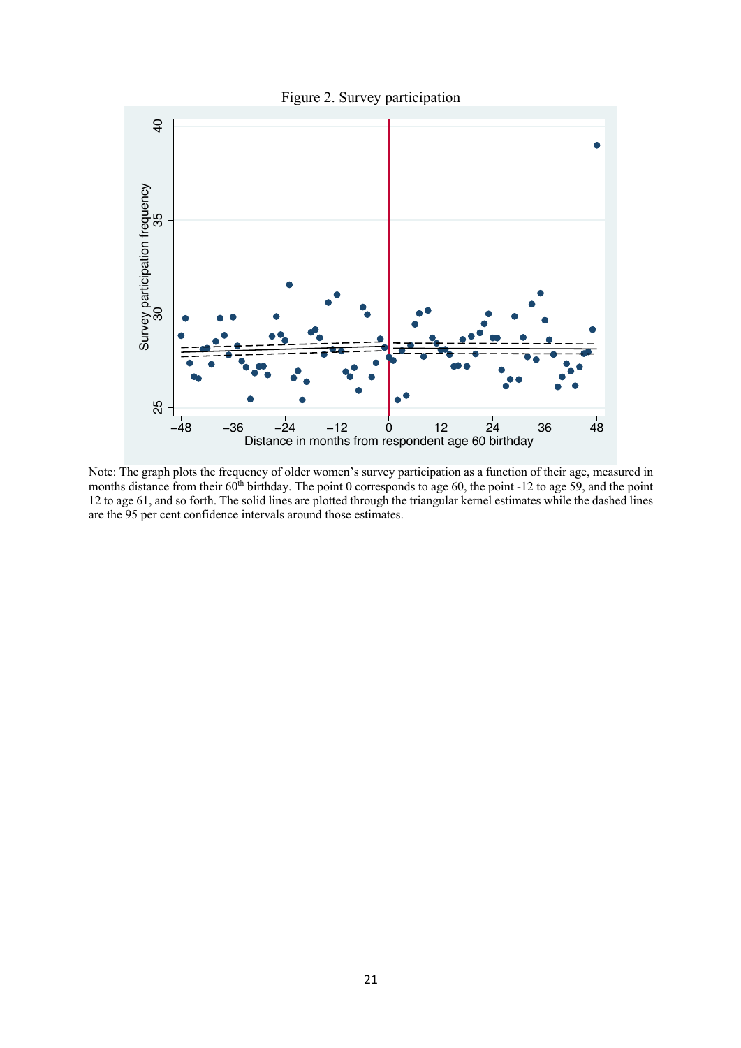Figure 2. Survey participation

Note: The graph plots the frequency of older women's survey participation as a function of their age, measured in months distance from their 60th birthday. The point 0 corresponds to age 60, the point -12 to age 59, and the point 12 to age 61, and so forth. The solid lines are plotted through the triangular kernel estimates while the dashed lines are the 95 per cent confidence intervals around those estimates.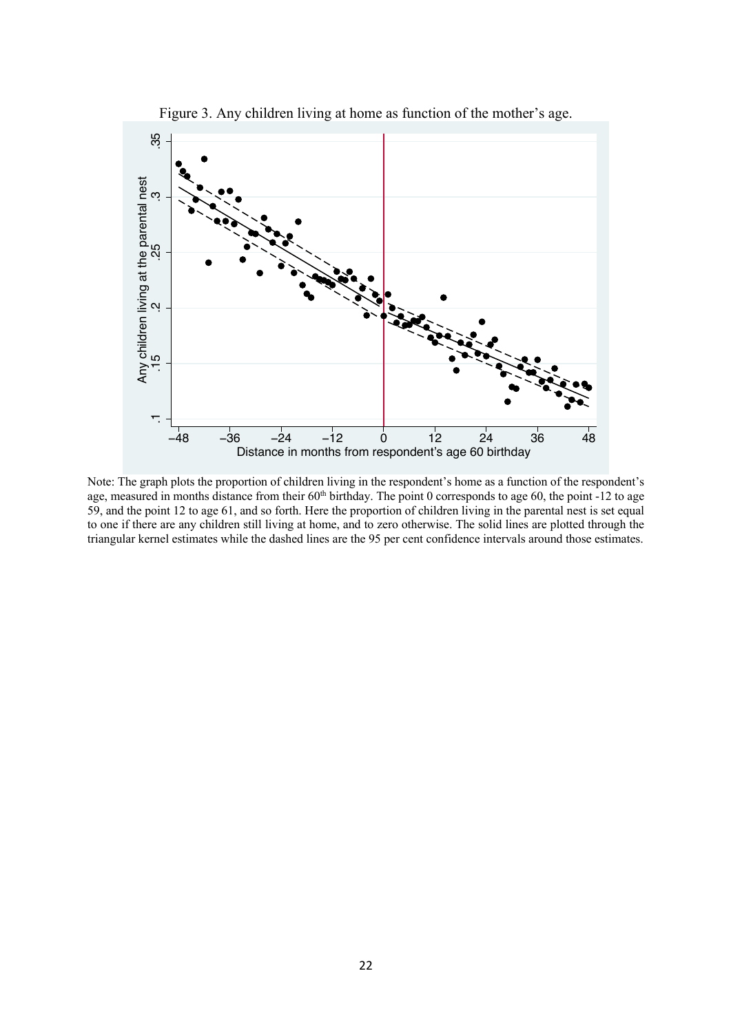Figure 3. Any children living at home as function of the mother's age.

Note: The graph plots the proportion of children living in the respondent's home as a function of the respondent's age, measured in months distance from their 60th birthday. The point 0 corresponds to age 60, the point -12 to age 59, and the point 12 to age 61, and so forth. Here the proportion of children living in the parental nest is set equal to one if there are any children still living at home, and to zero otherwise. The solid lines are plotted through the triangular kernel estimates while the dashed lines are the 95 per cent confidence intervals around those estimates.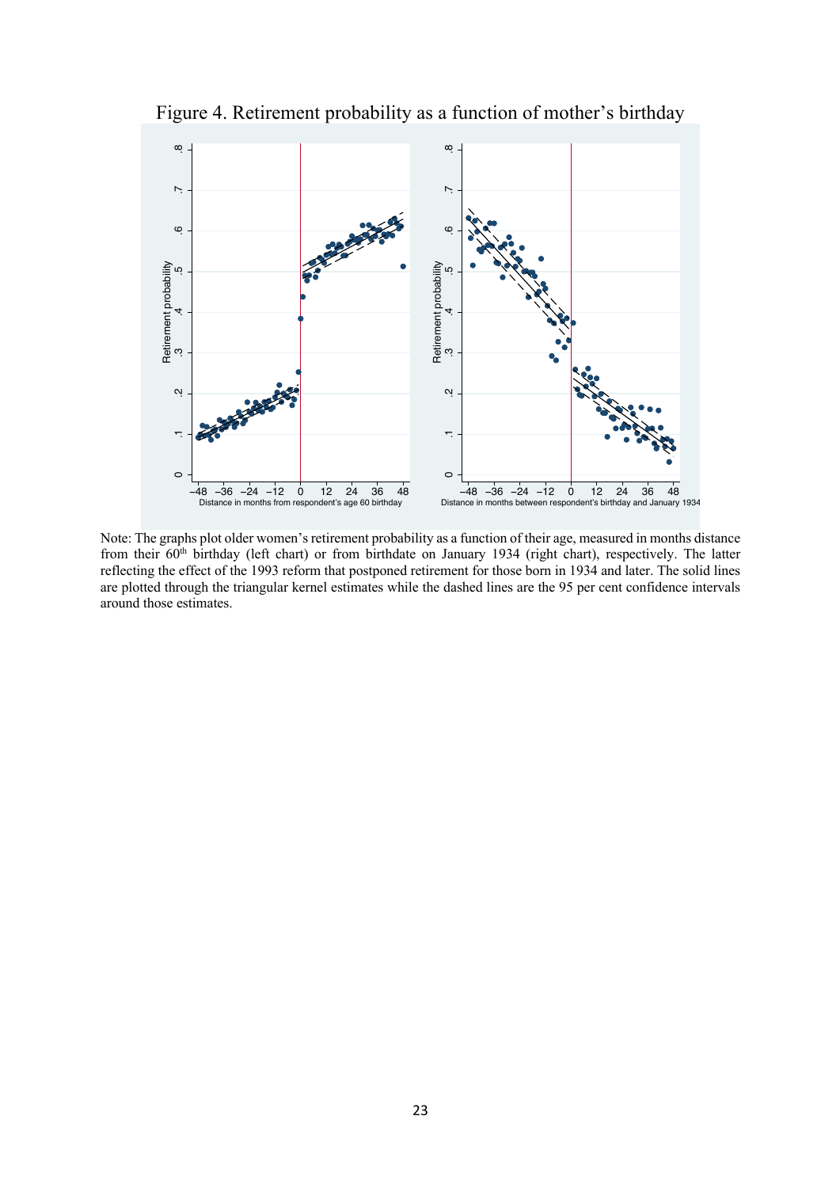Figure 4. Retirement probability as a function of mother's birthday

Note: The graphs plot older women's retirement probability as a function of their age, measured in months distance from their 60th birthday (left chart) or from birthdate on January 1934 (right chart), respectively. The latter reflecting the effect of the 1993 reform that postponed retirement for those born in 1934 and later. The solid lines are plotted through the triangular kernel estimates while the dashed lines are the 95 per cent confidence intervals around those estimates.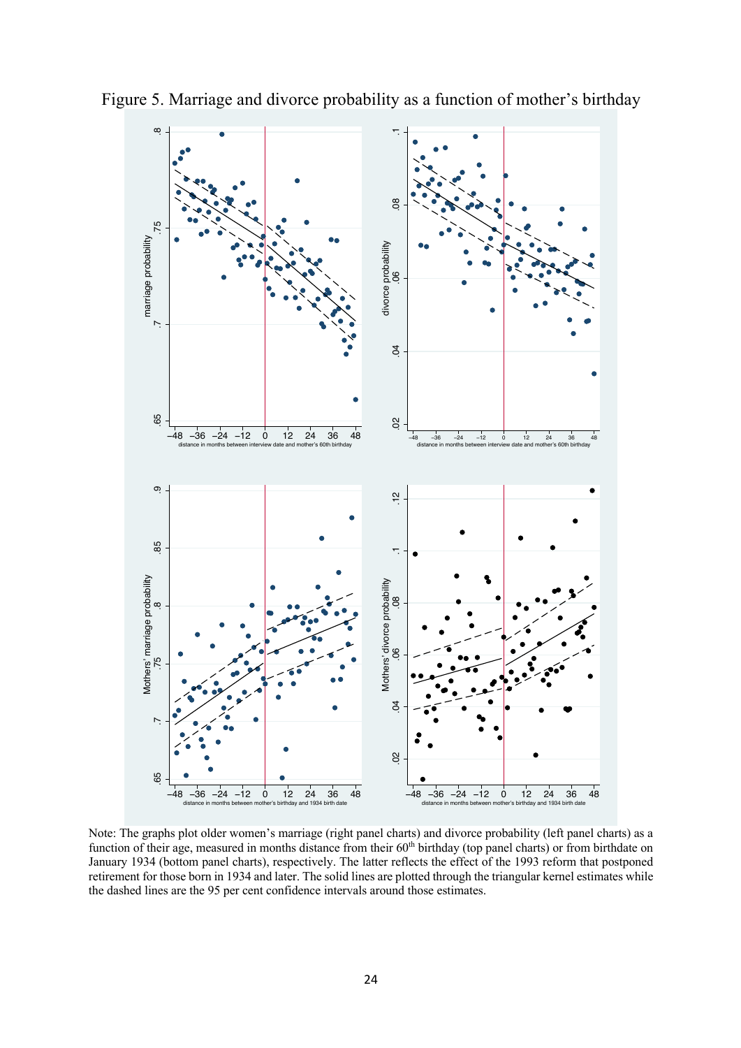Figure 5. Marriage and divorce probability as a function of mother's birthday

Note: The graphs plot older women's marriage (right panel charts) and divorce probability (left panel charts) as a function of their age, measured in months distance from their 60th birthday (top panel charts) or from birthdate on January 1934 (bottom panel charts), respectively. The latter reflects the effect of the 1993 reform that postponed retirement for those born in 1934 and later. The solid lines are plotted through the triangular kernel estimates while the dashed lines are the 95 per cent confidence intervals around those estimates.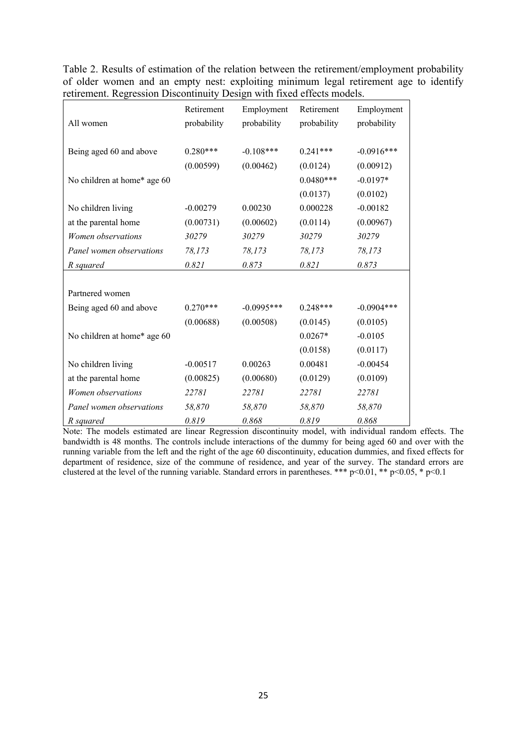Table 2. Results of estimation of the relation between the retirement/employment probability of older women and an empty nest: exploiting minimum legal retirement age to identify retirement. Regression Discontinuity Design with fixed effects models.

| All women | Retirement probability | Employment probability | Retirement probability | Employment probability |
|---|---|---|---|---|
| Being aged 60 and above | 0.280*** | -0.108*** | 0.241*** | -0.0916*** |
| | (0.00599) | (0.00462) | (0.0124) | (0.00912) |
| No children at home* age 60 | | | 0.0480*** | -0.0197* |
| | | | (0.0137) | (0.0102) |
| No children living at the parental home | -0.00279 | 0.00230 | 0.000228 | -0.00182 |
| | (0.00731) | (0.00602) | (0.0114) | (0.00967) |
| *Women observations* | *30279* | *30279* | *30279* | *30279* |
| *Panel women observations* | *78,173* | *78,173* | *78,173* | *78,173* |
| *R squared* | *0.821* | *0.873* | *0.821* | *0.873* |
| | | | | |
| Partnered women | | | | |
| Being aged 60 and above | 0.270*** | -0.0995*** | 0.248*** | -0.0904*** |
| | (0.00688) | (0.00508) | (0.0145) | (0.0105) |
| No children at home* age 60 | | | 0.0267* | -0.0105 |
| | | | (0.0158) | (0.0117) |
| No children living at the parental home | -0.00517 | 0.00263 | 0.00481 | -0.00454 |
| | (0.00825) | (0.00680) | (0.0129) | (0.0109) |
| *Women observations* | *22781* | *22781* | *22781* | *22781* |
| *Panel women observations* | *58,870* | *58,870* | *58,870* | *58,870* |
| *R squared* | *0.819* | *0.868* | *0.819* | *0.868* |

Note: The models estimated are linear Regression discontinuity model, with individual random effects. The bandwidth is 48 months. The controls include interactions of the dummy for being aged 60 and over with the running variable from the left and the right of the age 60 discontinuity, education dummies, and fixed effects for department of residence, size of the commune of residence, and year of the survey. The standard errors are clustered at the level of the running variable. Standard errors in parentheses. *** $p<0.01$, ** $p<0.05$, * $p<0.1$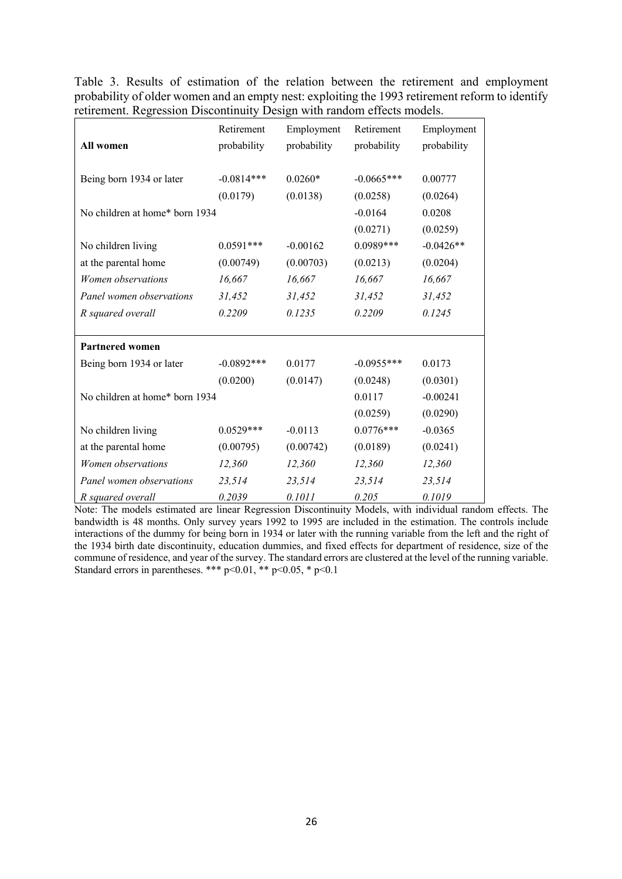Table 3. Results of estimation of the relation between the retirement and employment probability of older women and an empty nest: exploiting the 1993 retirement reform to identify retirement. Regression Discontinuity Design with random effects models.

| **All women** | Retirement probability | Employment probability | Retirement probability | Employment probability |
|---|---|---|---|---|
| Being born 1934 or later | -0.0814*** | 0.0260* | -0.0665*** | 0.00777 |
| | (0.0179) | (0.0138) | (0.0258) | (0.0264) |
| No children at home* born 1934 | | | -0.0164 | 0.0208 |
| | | | (0.0271) | (0.0259) |
| No children living at the parental home | 0.0591*** | -0.00162 | 0.0989*** | -0.0426** |
| | (0.00749) | (0.00703) | (0.0213) | (0.0204) |
| *Women observations* | *16,667* | *16,667* | *16,667* | *16,667* |
| *Panel women observations* | *31,452* | *31,452* | *31,452* | *31,452* |
| *R squared overall* | *0.2209* | *0.1235* | *0.2209* | *0.1245* |
| **Partnered women** | | | | |
| Being born 1934 or later | -0.0892*** | 0.0177 | -0.0955*** | 0.0173 |
| | (0.0200) | (0.0147) | (0.0248) | (0.0301) |
| No children at home* born 1934 | | | 0.0117 | -0.00241 |
| | | | (0.0259) | (0.0290) |
| No children living at the parental home | 0.0529*** | -0.0113 | 0.0776*** | -0.0365 |
| | (0.00795) | (0.00742) | (0.0189) | (0.0241) |
| *Women observations* | *12,360* | *12,360* | *12,360* | *12,360* |
| *Panel women observations* | *23,514* | *23,514* | *23,514* | *23,514* |
| *R squared overall* | *0.2039* | *0.1011* | *0.205* | *0.1019* |

Note: The models estimated are linear Regression Discontinuity Models, with individual random effects. The bandwidth is 48 months. Only survey years 1992 to 1995 are included in the estimation. The controls include interactions of the dummy for being born in 1934 or later with the running variable from the left and the right of the 1934 birth date discontinuity, education dummies, and fixed effects for department of residence, size of the commune of residence, and year of the survey. The standard errors are clustered at the level of the running variable. Standard errors in parentheses. *** p<0.01, ** p<0.05, * p<0.1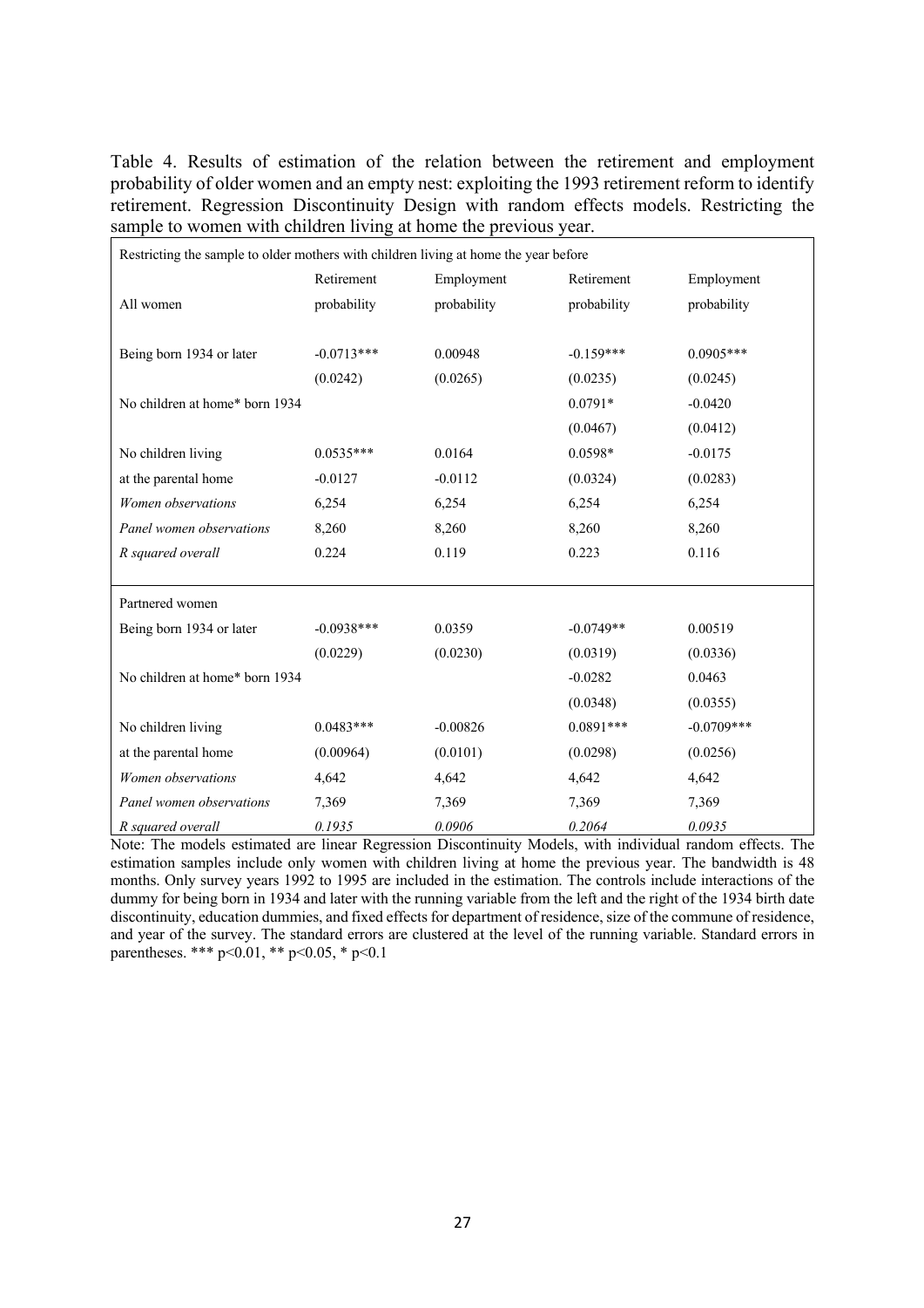Table 4. Results of estimation of the relation between the retirement and employment probability of older women and an empty nest: exploiting the 1993 retirement reform to identify retirement. Regression Discontinuity Design with random effects models. Restricting the sample to women with children living at home the previous year.

| Restricting the sample to older mothers with children living at home the year before | | | | |
|---|---|---|---|---|
| | Retirement | Employment | Retirement | Employment |
| All women | probability | probability | probability | probability |
| Being born 1934 or later | -0.0713*** | 0.00948 | -0.159*** | 0.0905*** |
| | (0.0242) | (0.0265) | (0.0235) | (0.0245) |
| No children at home* born 1934 | | | 0.0791* | -0.0420 |
| | | | (0.0467) | (0.0412) |
| No children living | 0.0535*** | 0.0164 | 0.0598* | -0.0175 |
| at the parental home | -0.0127 | -0.0112 | (0.0324) | (0.0283) |
| *Women observations* | 6,254 | 6,254 | 6,254 | 6,254 |
| *Panel women observations* | 8,260 | 8,260 | 8,260 | 8,260 |
| *R squared overall* | 0.224 | 0.119 | 0.223 | 0.116 |
| Partnered women | | | | |
| Being born 1934 or later | -0.0938*** | 0.0359 | -0.0749** | 0.00519 |
| | (0.0229) | (0.0230) | (0.0319) | (0.0336) |
| No children at home* born 1934 | | | -0.0282 | 0.0463 |
| | | | (0.0348) | (0.0355) |
| No children living | 0.0483*** | -0.00826 | 0.0891*** | -0.0709*** |
| at the parental home | (0.00964) | (0.0101) | (0.0298) | (0.0256) |
| *Women observations* | 4,642 | 4,642 | 4,642 | 4,642 |
| *Panel women observations* | 7,369 | 7,369 | 7,369 | 7,369 |
| *R squared overall* | *0.1935* | *0.0906* | *0.2064* | *0.0935* |

Note: The models estimated are linear Regression Discontinuity Models, with individual random effects. The estimation samples include only women with children living at home the previous year. The bandwidth is 48 months. Only survey years 1992 to 1995 are included in the estimation. The controls include interactions of the dummy for being born in 1934 and later with the running variable from the left and the right of the 1934 birth date discontinuity, education dummies, and fixed effects for department of residence, size of the commune of residence, and year of the survey. The standard errors are clustered at the level of the running variable. Standard errors in parentheses. *** $p<0.01$, ** $p<0.05$, * $p<0.1$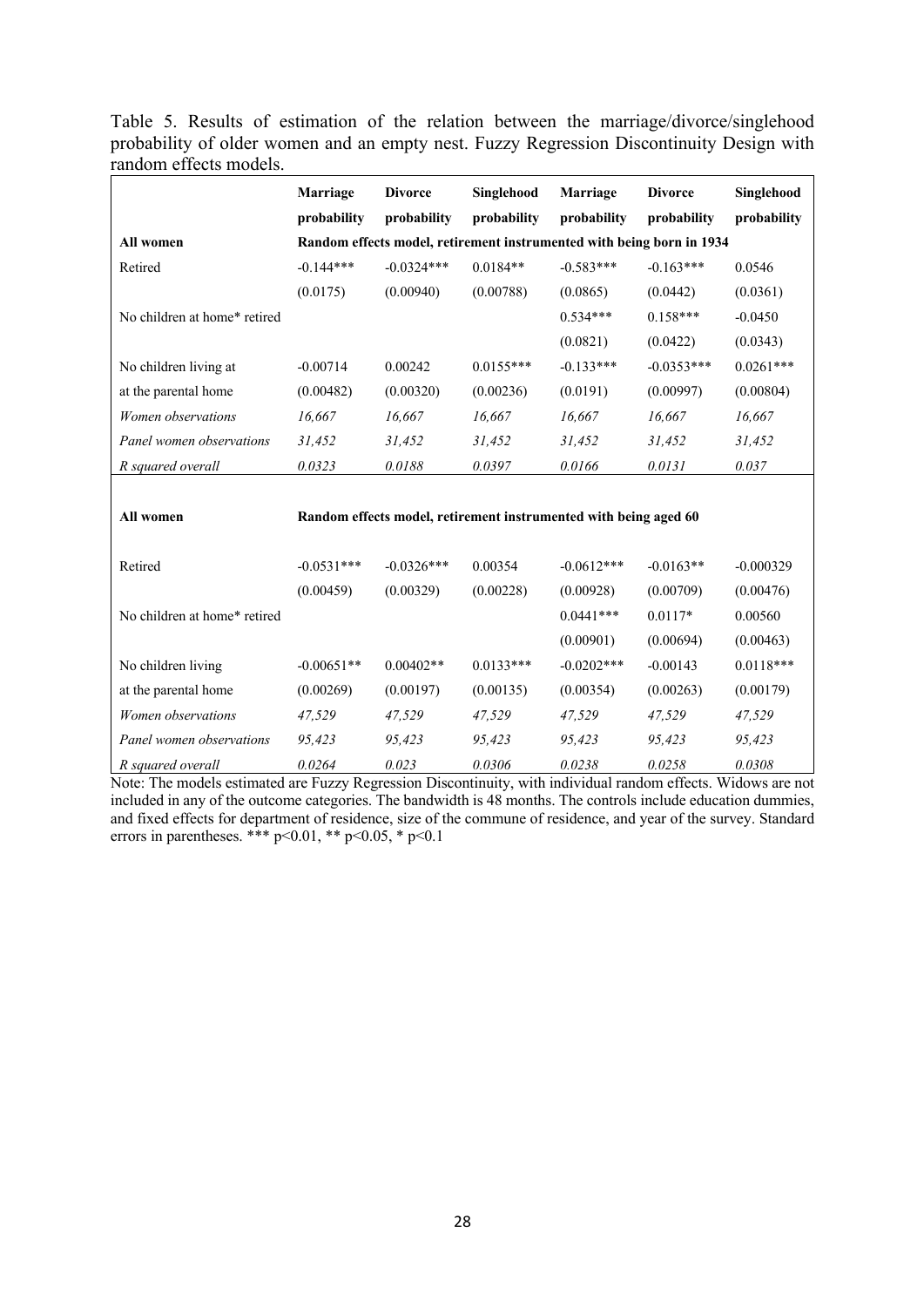Table 5. Results of estimation of the relation between the marriage/divorce/singlehood probability of older women and an empty nest. Fuzzy Regression Discontinuity Design with random effects models.

| | Marriage probability | Divorce probability | Singlehood probability | Marriage probability | Divorce probability | Singlehood probability |
|---|---|---|---|---|---|---|
| **All women** | **Random effects model, retirement instrumented with being born in 1934** | | | | | |
| Retired | -0.144*** | -0.0324*** | 0.0184** | -0.583*** | -0.163*** | 0.0546 |
| | (0.0175) | (0.00940) | (0.00788) | (0.0865) | (0.0442) | (0.0361) |
| No children at home* retired | | | | 0.534*** | 0.158*** | -0.0450 |
| | | | | (0.0821) | (0.0422) | (0.0343) |
| No children living at at the parental home | -0.00714 | 0.00242 | 0.0155*** | -0.133*** | -0.0353*** | 0.0261*** |
| | (0.00482) | (0.00320) | (0.00236) | (0.0191) | (0.00997) | (0.00804) |
| *Women observations* | *16,667* | *16,667* | *16,667* | *16,667* | *16,667* | *16,667* |
| *Panel women observations* | *31,452* | *31,452* | *31,452* | *31,452* | *31,452* | *31,452* |
| *R squared overall* | *0.0323* | *0.0188* | *0.0397* | *0.0166* | *0.0131* | *0.037* |
| **All women** | **Random effects model, retirement instrumented with being aged 60** | | | | | |
| Retired | -0.0531*** | -0.0326*** | 0.00354 | -0.0612*** | -0.0163** | -0.000329 |
| | (0.00459) | (0.00329) | (0.00228) | (0.00928) | (0.00709) | (0.00476) |
| No children at home* retired | | | | 0.0441*** | 0.0117* | 0.00560 |
| | | | | (0.00901) | (0.00694) | (0.00463) |
| No children living at the parental home | -0.00651** | 0.00402** | 0.0133*** | -0.0202*** | -0.00143 | 0.0118*** |
| | (0.00269) | (0.00197) | (0.00135) | (0.00354) | (0.00263) | (0.00179) |
| *Women observations* | *47,529* | *47,529* | *47,529* | *47,529* | *47,529* | *47,529* |
| *Panel women observations* | *95,423* | *95,423* | *95,423* | *95,423* | *95,423* | *95,423* |
| *R squared overall* | *0.0264* | *0.023* | *0.0306* | *0.0238* | *0.0258* | *0.0308* |

Note: The models estimated are Fuzzy Regression Discontinuity, with individual random effects. Widows are not included in any of the outcome categories. The bandwidth is 48 months. The controls include education dummies, and fixed effects for department of residence, size of the commune of residence, and year of the survey. Standard errors in parentheses. *** p<0.01, ** p<0.05, * p<0.1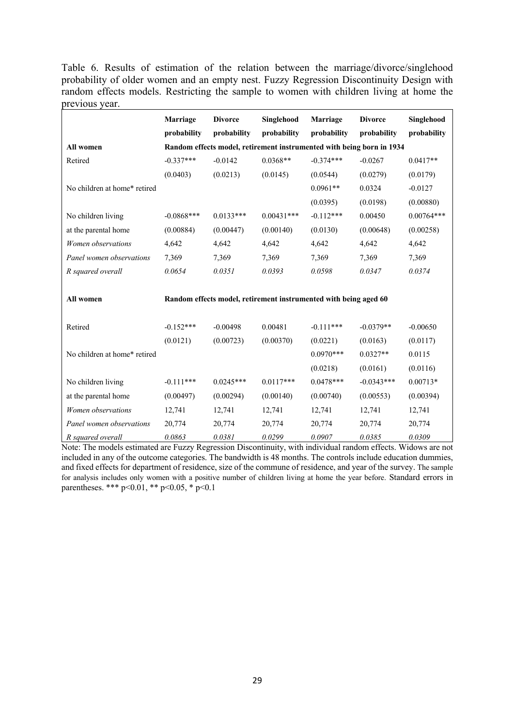Table 6. Results of estimation of the relation between the marriage/divorce/singlehood probability of older women and an empty nest. Fuzzy Regression Discontinuity Design with random effects models. Restricting the sample to women with children living at home the previous year.

| | Marriage probability | Divorce probability | Singlehood probability | Marriage probability | Divorce probability | Singlehood probability |
|---|---|---|---|---|---|---|
| **All women** | **Random effects model, retirement instrumented with being born in 1934** | | | | | |
| Retired | -0.337*** | -0.0142 | 0.0368** | -0.374*** | -0.0267 | 0.0417** |
| | (0.0403) | (0.0213) | (0.0145) | (0.0544) | (0.0279) | (0.0179) |
| No children at home* retired | | | | 0.0961** | 0.0324 | -0.0127 |
| | | | | (0.0395) | (0.0198) | (0.00880) |
| No children living at the parental home | -0.0868*** | 0.0133*** | 0.00431*** | -0.112*** | 0.00450 | 0.00764*** |
| | (0.00884) | (0.00447) | (0.00140) | (0.0130) | (0.00648) | (0.00258) |
| *Women observations* | 4,642 | 4,642 | 4,642 | 4,642 | 4,642 | 4,642 |
| *Panel women observations* | 7,369 | 7,369 | 7,369 | 7,369 | 7,369 | 7,369 |
| *R squared overall* | *0.0654* | *0.0351* | *0.0393* | *0.0598* | *0.0347* | *0.0374* |
| **All women** | **Random effects model, retirement instrumented with being aged 60** | | | | | |
| Retired | -0.152*** | -0.00498 | 0.00481 | -0.111*** | -0.0379** | -0.00650 |
| | (0.0121) | (0.00723) | (0.00370) | (0.0221) | (0.0163) | (0.0117) |
| No children at home* retired | | | | 0.0970*** | 0.0327** | 0.0115 |
| | | | | (0.0218) | (0.0161) | (0.0116) |
| No children living at the parental home | -0.111*** | 0.0245*** | 0.0117*** | 0.0478*** | -0.0343*** | 0.00713* |
| | (0.00497) | (0.00294) | (0.00140) | (0.00740) | (0.00553) | (0.00394) |
| *Women observations* | 12,741 | 12,741 | 12,741 | 12,741 | 12,741 | 12,741 |
| *Panel women observations* | 20,774 | 20,774 | 20,774 | 20,774 | 20,774 | 20,774 |
| *R squared overall* | *0.0863* | *0.0381* | *0.0299* | *0.0907* | *0.0385* | *0.0309* |

Note: The models estimated are Fuzzy Regression Discontinuity, with individual random effects. Widows are not included in any of the outcome categories. The bandwidth is 48 months. The controls include education dummies, and fixed effects for department of residence, size of the commune of residence, and year of the survey. The sample for analysis includes only women with a positive number of children living at home the year before. Standard errors in parentheses. *** p<0.01, ** p<0.05, * p<0.1